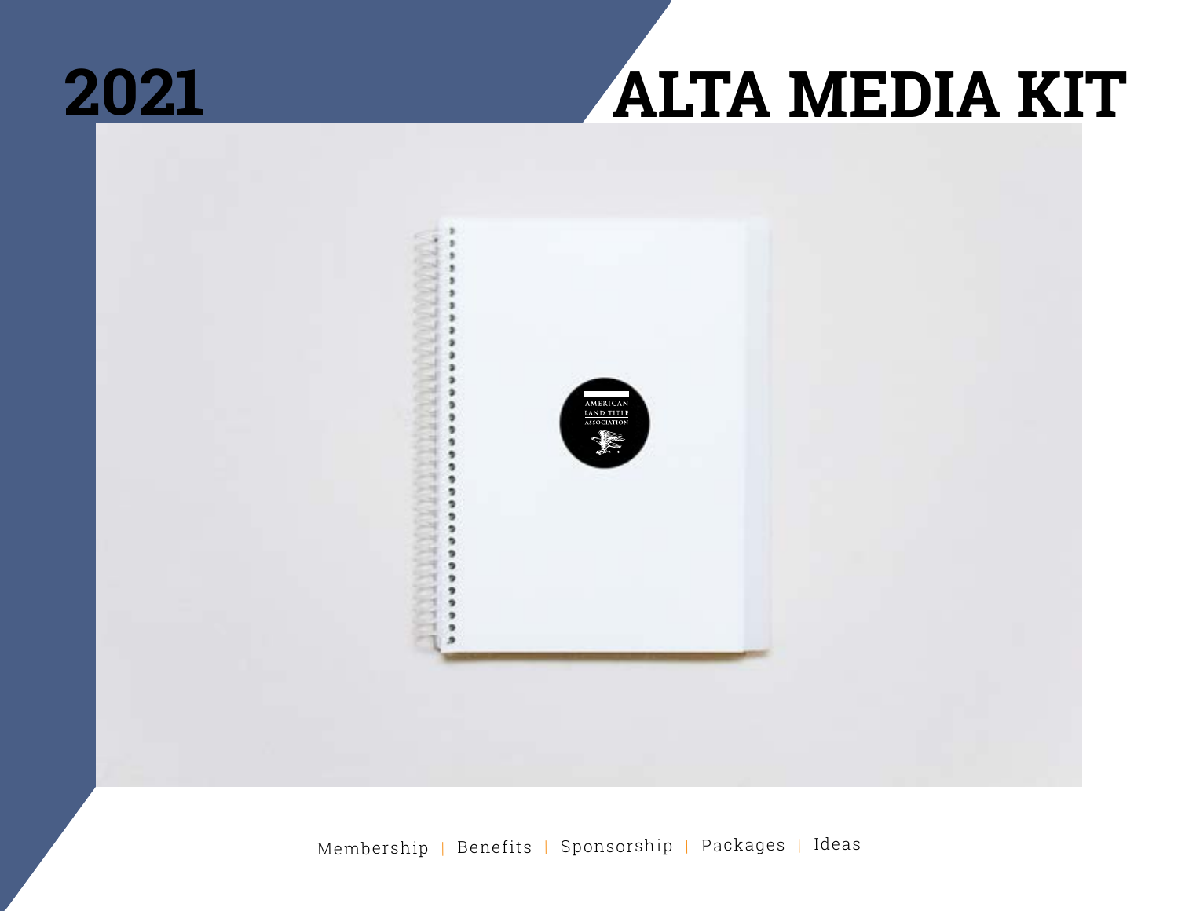# 2021 ALTA MEDIA KIT

Membership | Benefits | Sponsorship | Packages | Ideas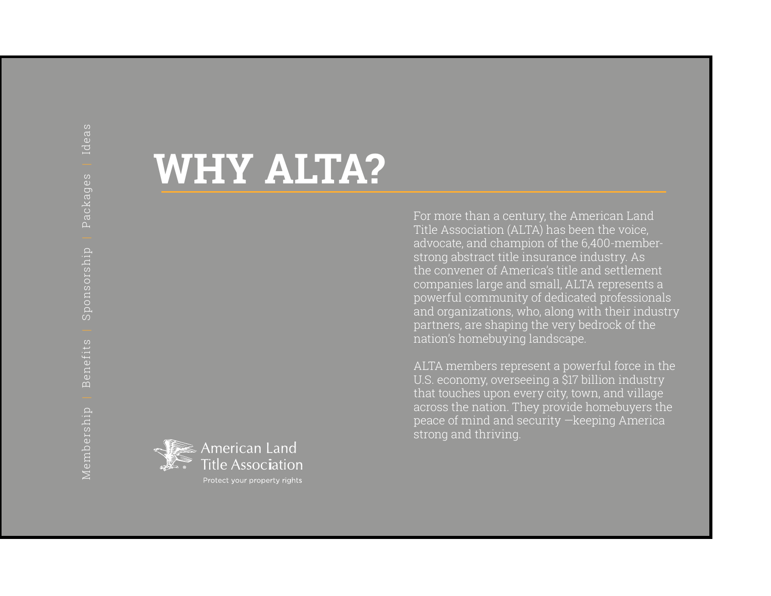# WHY ALTA?

For more than a century, the American Land Title Association (ALTA) has been the voice, advocate, and champion of the 6,400-member-strong abstract title insurance industry. As the convener of America's title and settlement companies large and small, ALTA represents a powerful community of dedicated professionals and organizations, who, along with their industry partners, are shaping the very bedrock of the nation's homebuying landscape.

ALTA members represent a powerful force in the U.S. economy, overseeing a $17 billion industry that touches upon every city, town, and village across the nation. They provide homebuyers the peace of mind and security —keeping America strong and thriving.

American Land Title Association

Protect your property rights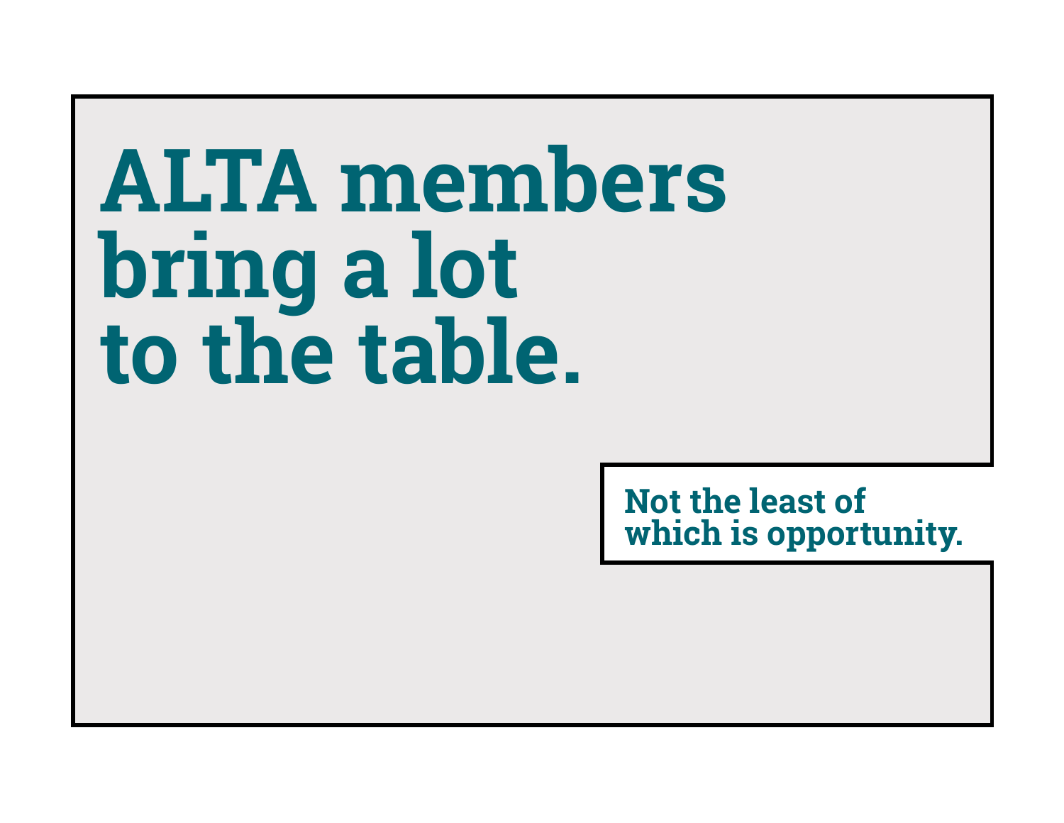# ALTA members bring a lot to the table.

**Not the least of which is opportunity.**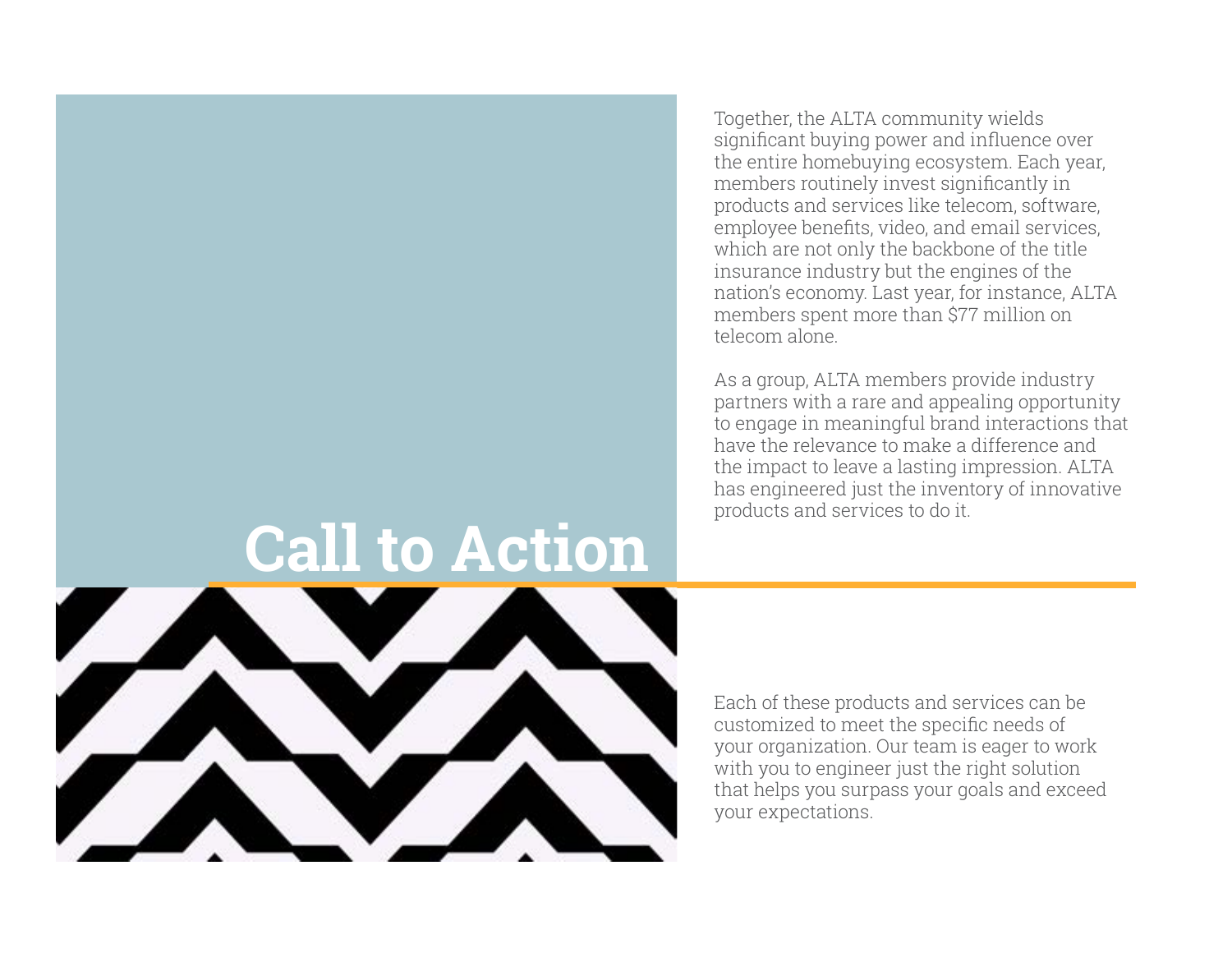# Call to Action

Together, the ALTA community wields significant buying power and influence over the entire homebuying ecosystem. Each year, members routinely invest significantly in products and services like telecom, software, employee benefits, video, and email services, which are not only the backbone of the title insurance industry but the engines of the nation's economy. Last year, for instance, ALTA members spent more than $77 million on telecom alone.

As a group, ALTA members provide industry partners with a rare and appealing opportunity to engage in meaningful brand interactions that have the relevance to make a difference and the impact to leave a lasting impression. ALTA has engineered just the inventory of innovative products and services to do it.

Each of these products and services can be customized to meet the specific needs of your organization. Our team is eager to work with you to engineer just the right solution that helps you surpass your goals and exceed your expectations.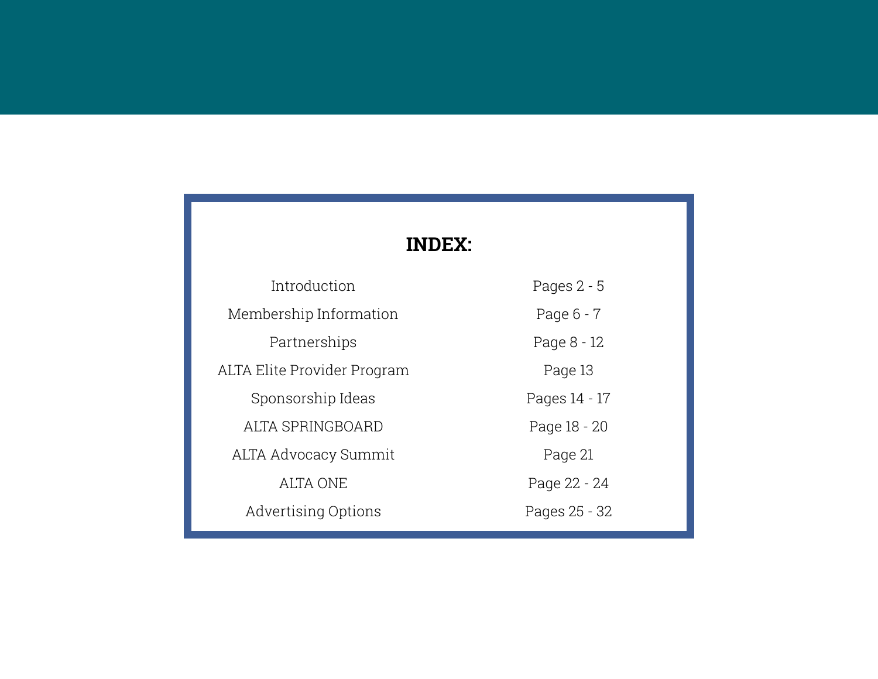## INDEX:

| Section | Pages |
|---|---|
| Introduction | Pages 2 - 5 |
| Membership Information | Page 6 - 7 |
| Partnerships | Page 8 - 12 |
| ALTA Elite Provider Program | Page 13 |
| Sponsorship Ideas | Pages 14 - 17 |
| ALTA SPRINGBOARD | Page 18 - 20 |
| ALTA Advocacy Summit | Page 21 |
| ALTA ONE | Page 22 - 24 |
| Advertising Options | Pages 25 - 32 |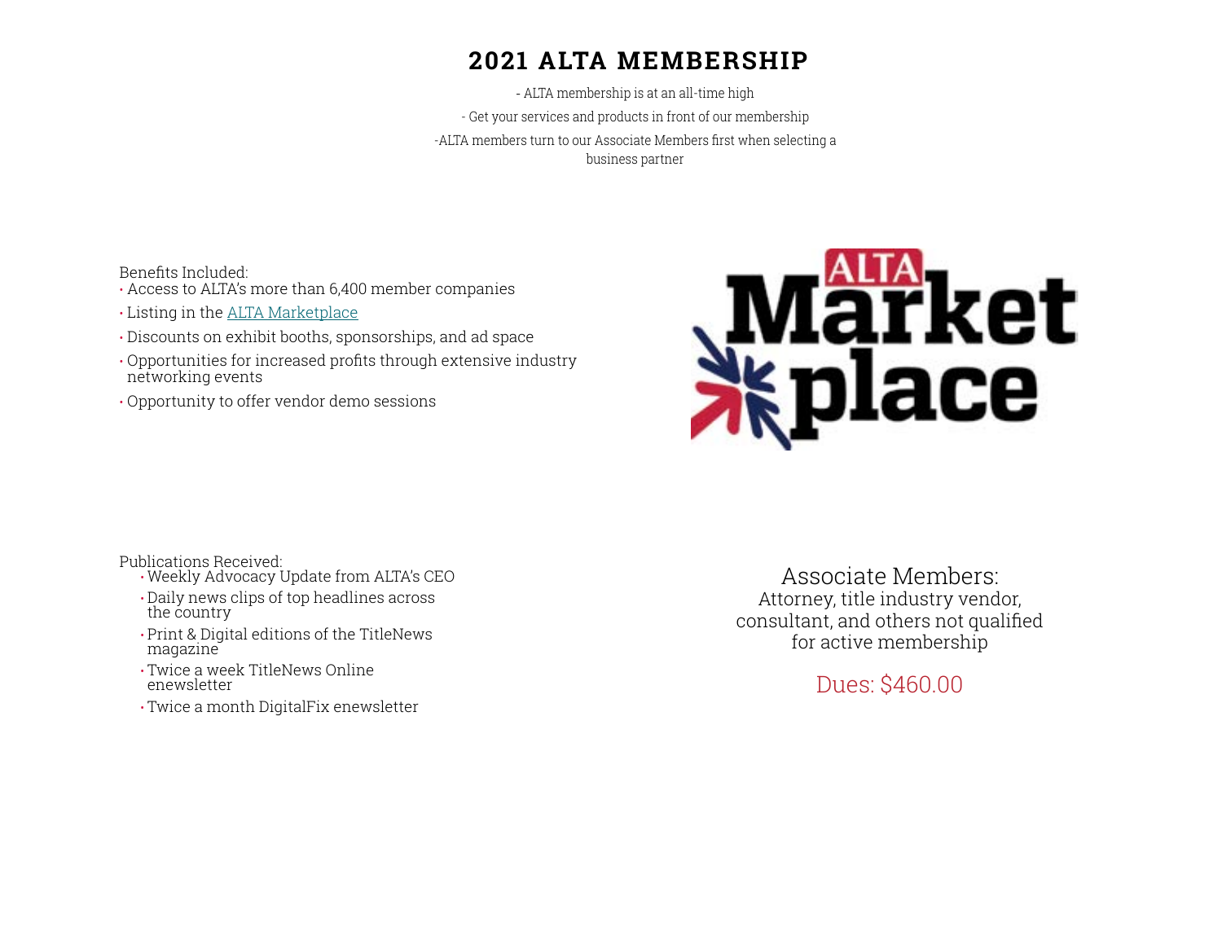# 2021 ALTA MEMBERSHIP

- ALTA membership is at an all-time high

- Get your services and products in front of our membership

-ALTA members turn to our Associate Members first when selecting a business partner

Benefits Included:

- Access to ALTA's more than 6,400 member companies
- Listing in the ALTA Marketplace
- Discounts on exhibit booths, sponsorships, and ad space
- Opportunities for increased profits through extensive industry networking events
- Opportunity to offer vendor demo sessions

ALTA Marketplace

Publications Received:

- Weekly Advocacy Update from ALTA's CEO
- Daily news clips of top headlines across the country
- Print & Digital editions of the TitleNews magazine
- Twice a week TitleNews Online enewsletter
- Twice a month DigitalFix enewsletter

Associate Members:
Attorney, title industry vendor, consultant, and others not qualified for active membership

Dues: $460.00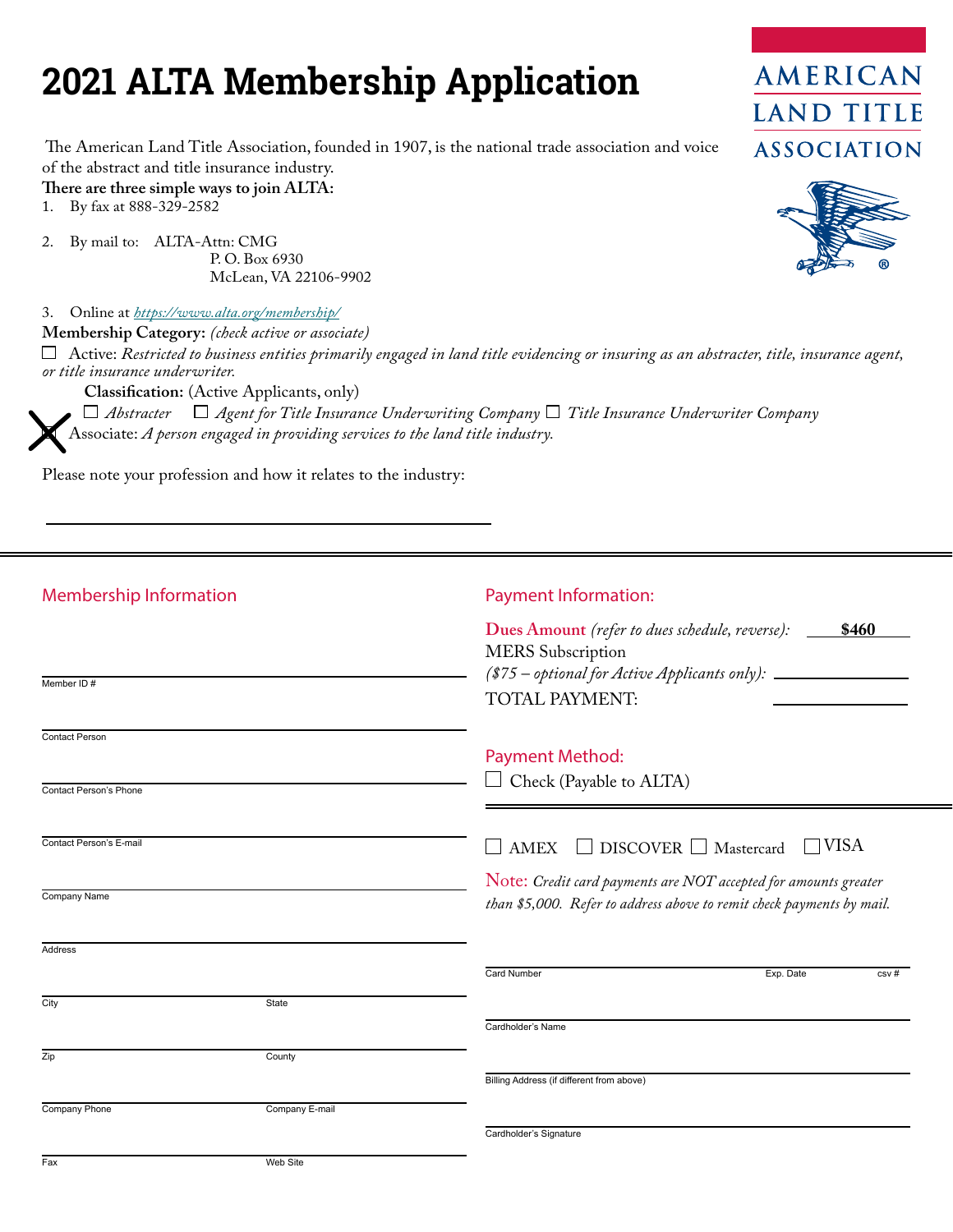# 2021 ALTA Membership Application

AMERICAN LAND TITLE ASSOCIATION

The American Land Title Association, founded in 1907, is the national trade association and voice of the abstract and title insurance industry.

**There are three simple ways to join ALTA:**

1. By fax at 888-329-2582
2. By mail to: ALTA-Attn: CMG
   P. O. Box 6930
   McLean, VA 22106-9902
3. Online at *https://www.alta.org/membership/*

**Membership Category:** *(check active or associate)*

☐ Active: *Restricted to business entities primarily engaged in land title evidencing or insuring as an abstracter, title, insurance agent, or title insurance underwriter.*

**Classification:** (Active Applicants, only)

☐ *Abstracter* ☐ *Agent for Title Insurance Underwriting Company* ☐ *Title Insurance Underwriter Company*

☒ Associate: *A person engaged in providing services to the land title industry.*

Please note your profession and how it relates to the industry:

\_\_\_\_\_\_\_\_\_\_\_\_\_\_\_\_\_\_\_\_\_\_\_\_\_\_\_\_\_\_\_\_\_\_\_\_\_\_\_\_

## Membership Information

Member ID #

Contact Person

Contact Person's Phone

Contact Person's E-mail

Company Name

Address

City | State

Zip | County

Company Phone | Company E-mail

Fax | Web Site

## Payment Information:

**Dues Amount** *(refer to dues schedule, reverse):* **$460**

MERS Subscription
*($75 – optional for Active Applicants only):* \_\_\_\_\_\_\_\_\_\_

TOTAL PAYMENT: \_\_\_\_\_\_\_\_\_\_

## Payment Method:

☐ Check (Payable to ALTA)

☐ AMEX ☐ DISCOVER ☐ Mastercard ☐ VISA

Note: *Credit card payments are NOT accepted for amounts greater than $5,000. Refer to address above to remit check payments by mail.*

Card Number | Exp. Date | csv #

Cardholder's Name

Billing Address (if different from above)

Cardholder's Signature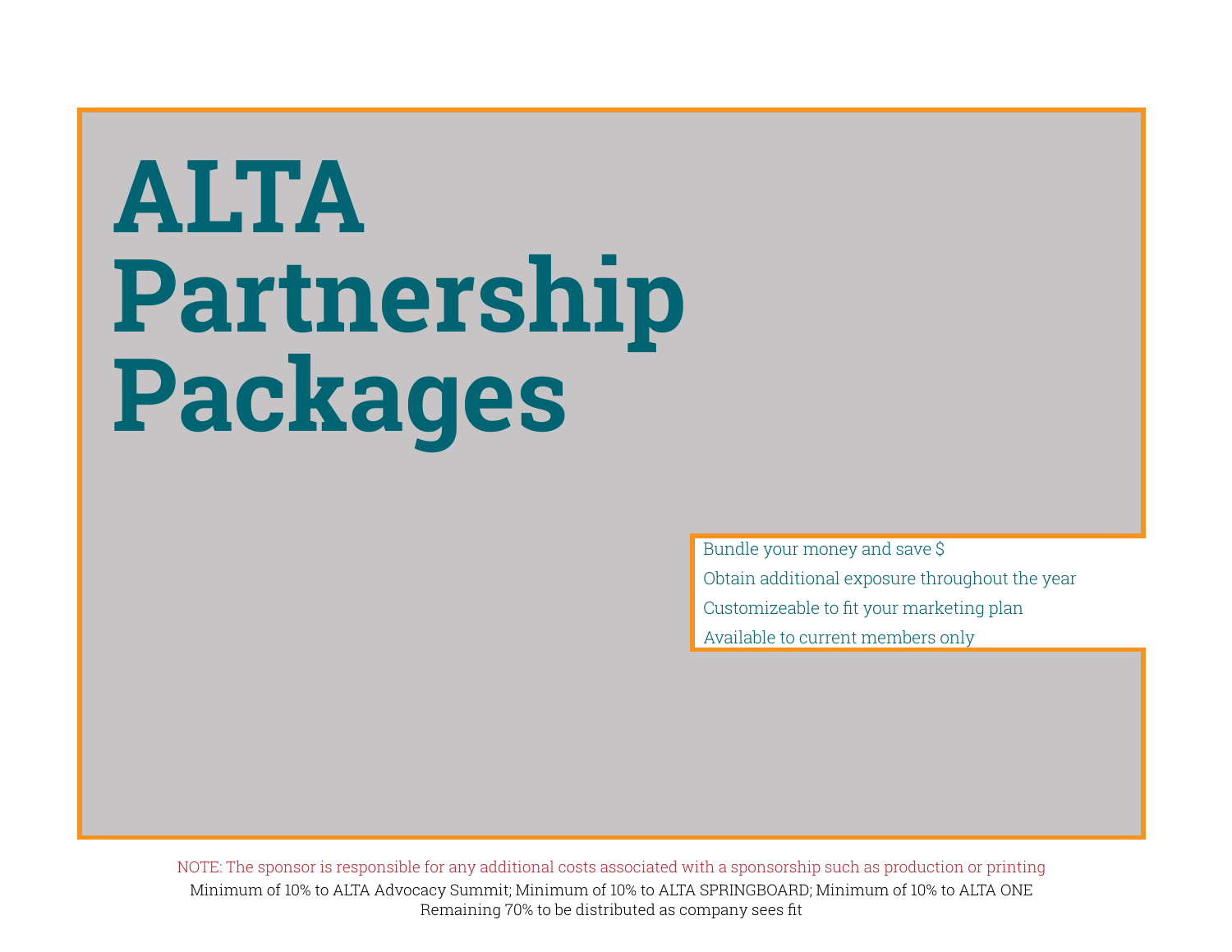# ALTA Partnership Packages

- Bundle your money and save $
- Obtain additional exposure throughout the year
- Customizeable to fit your marketing plan
- Available to current members only

NOTE: The sponsor is responsible for any additional costs associated with a sponsorship such as production or printing

Minimum of 10% to ALTA Advocacy Summit; Minimum of 10% to ALTA SPRINGBOARD; Minimum of 10% to ALTA ONE
Remaining 70% to be distributed as company sees fit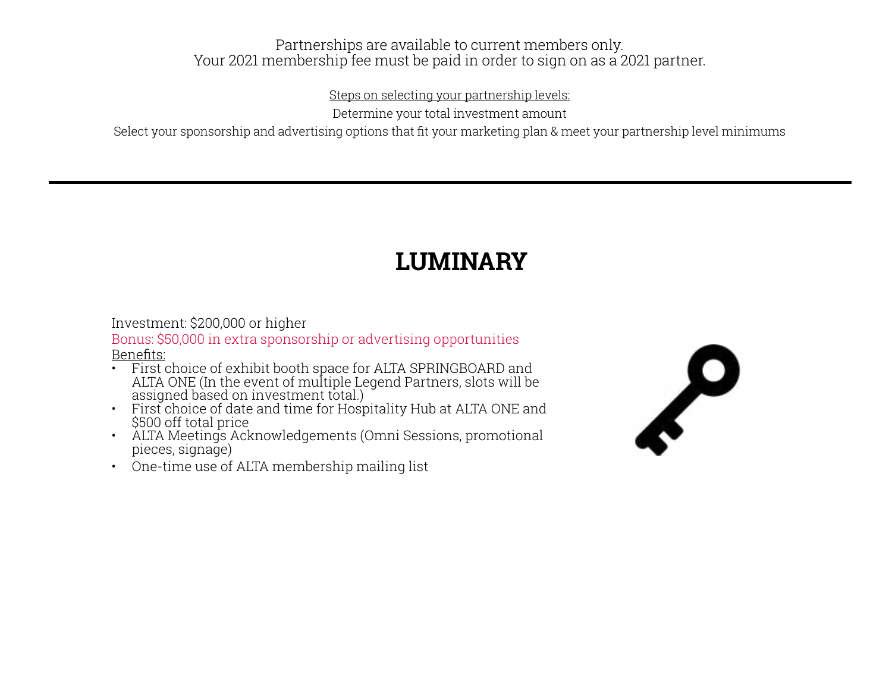Partnerships are available to current members only.
Your 2021 membership fee must be paid in order to sign on as a 2021 partner.

Steps on selecting your partnership levels:

Determine your total investment amount

Select your sponsorship and advertising options that fit your marketing plan & meet your partnership level minimums

---

# LUMINARY

Investment: $200,000 or higher

Bonus: $50,000 in extra sponsorship or advertising opportunities

Benefits:

- First choice of exhibit booth space for ALTA SPRINGBOARD and ALTA ONE (In the event of multiple Legend Partners, slots will be assigned based on investment total.)
- First choice of date and time for Hospitality Hub at ALTA ONE and $500 off total price
- ALTA Meetings Acknowledgements (Omni Sessions, promotional pieces, signage)
- One-time use of ALTA membership mailing list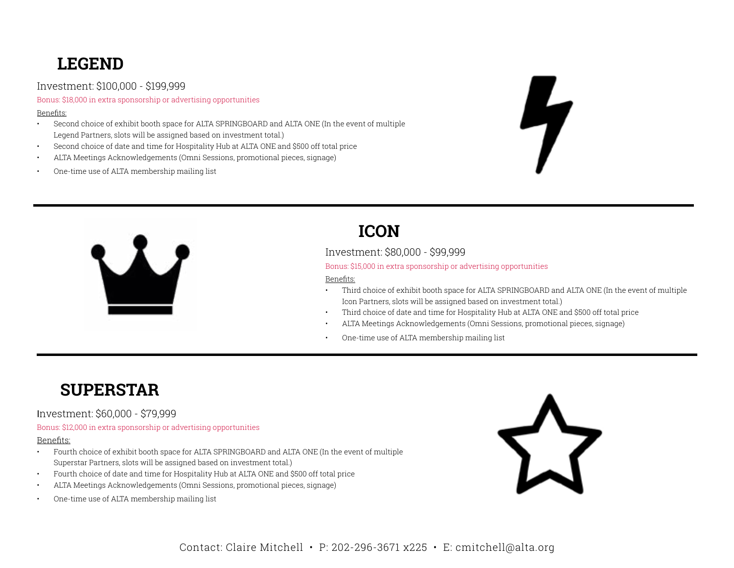## LEGEND

Investment: $100,000 - $199,999

Bonus: $18,000 in extra sponsorship or advertising opportunities

Benefits:

- Second choice of exhibit booth space for ALTA SPRINGBOARD and ALTA ONE (In the event of multiple Legend Partners, slots will be assigned based on investment total.)
- Second choice of date and time for Hospitality Hub at ALTA ONE and $500 off total price
- ALTA Meetings Acknowledgements (Omni Sessions, promotional pieces, signage)
- One-time use of ALTA membership mailing list

---

## ICON

Investment: $80,000 - $99,999

Bonus: $15,000 in extra sponsorship or advertising opportunities

Benefits:

- Third choice of exhibit booth space for ALTA SPRINGBOARD and ALTA ONE (In the event of multiple Icon Partners, slots will be assigned based on investment total.)
- Third choice of date and time for Hospitality Hub at ALTA ONE and $500 off total price
- ALTA Meetings Acknowledgements (Omni Sessions, promotional pieces, signage)
- One-time use of ALTA membership mailing list

---

## SUPERSTAR

Investment: $60,000 - $79,999

Bonus: $12,000 in extra sponsorship or advertising opportunities

Benefits:

- Fourth choice of exhibit booth space for ALTA SPRINGBOARD and ALTA ONE (In the event of multiple Superstar Partners, slots will be assigned based on investment total.)
- Fourth choice of date and time for Hospitality Hub at ALTA ONE and $500 off total price
- ALTA Meetings Acknowledgements (Omni Sessions, promotional pieces, signage)
- One-time use of ALTA membership mailing list

Contact: Claire Mitchell • P: 202-296-3671 x225 • E: cmitchell@alta.org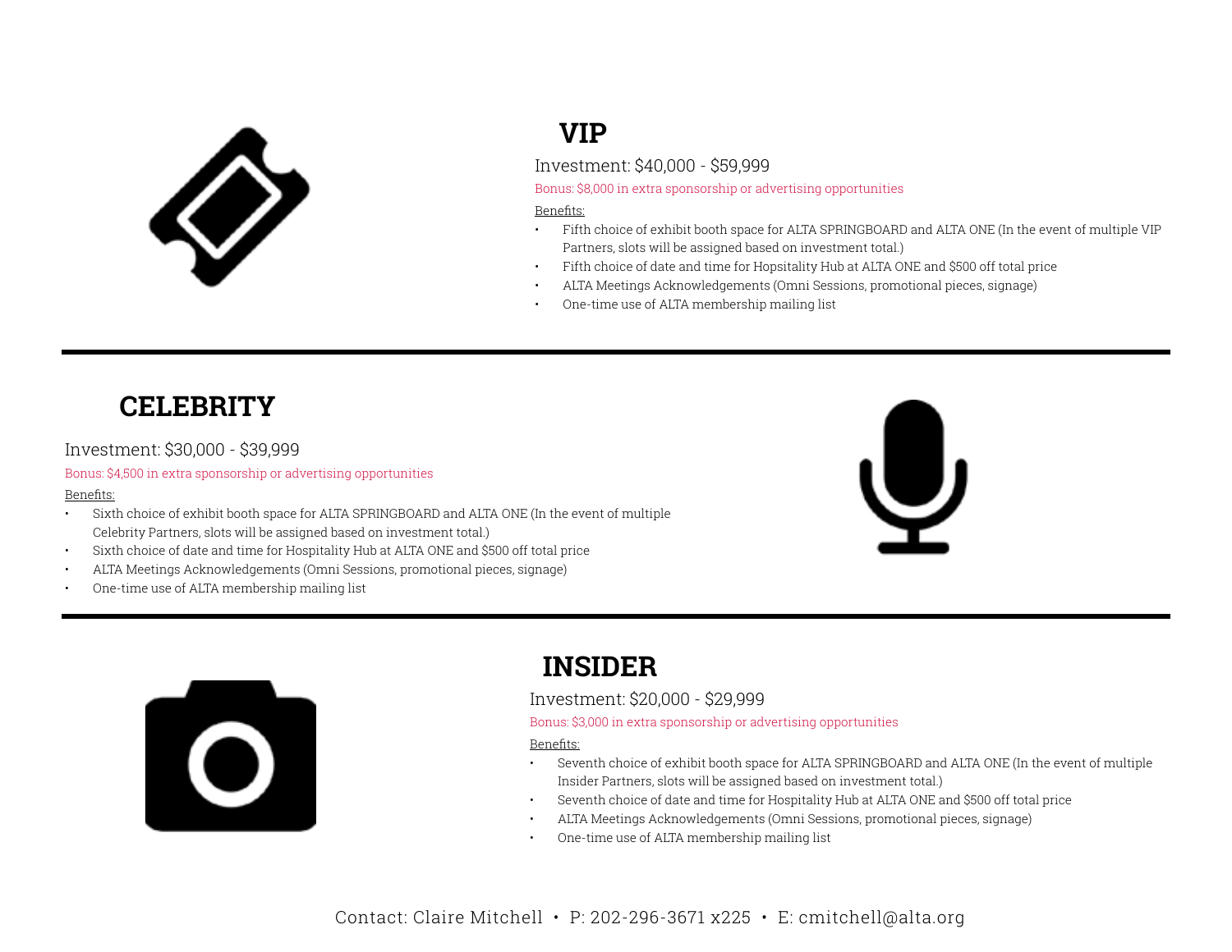## VIP

Investment: $40,000 - $59,999

Bonus: $8,000 in extra sponsorship or advertising opportunities

Benefits:

- Fifth choice of exhibit booth space for ALTA SPRINGBOARD and ALTA ONE (In the event of multiple VIP Partners, slots will be assigned based on investment total.)
- Fifth choice of date and time for Hopsitality Hub at ALTA ONE and $500 off total price
- ALTA Meetings Acknowledgements (Omni Sessions, promotional pieces, signage)
- One-time use of ALTA membership mailing list

---

## CELEBRITY

Investment: $30,000 - $39,999

Bonus: $4,500 in extra sponsorship or advertising opportunities

Benefits:

- Sixth choice of exhibit booth space for ALTA SPRINGBOARD and ALTA ONE (In the event of multiple Celebrity Partners, slots will be assigned based on investment total.)
- Sixth choice of date and time for Hospitality Hub at ALTA ONE and $500 off total price
- ALTA Meetings Acknowledgements (Omni Sessions, promotional pieces, signage)
- One-time use of ALTA membership mailing list

---

## INSIDER

Investment: $20,000 - $29,999

Bonus: $3,000 in extra sponsorship or advertising opportunities

Benefits:

- Seventh choice of exhibit booth space for ALTA SPRINGBOARD and ALTA ONE (In the event of multiple Insider Partners, slots will be assigned based on investment total.)
- Seventh choice of date and time for Hospitality Hub at ALTA ONE and $500 off total price
- ALTA Meetings Acknowledgements (Omni Sessions, promotional pieces, signage)
- One-time use of ALTA membership mailing list

Contact: Claire Mitchell • P: 202-296-3671 x225 • E: cmitchell@alta.org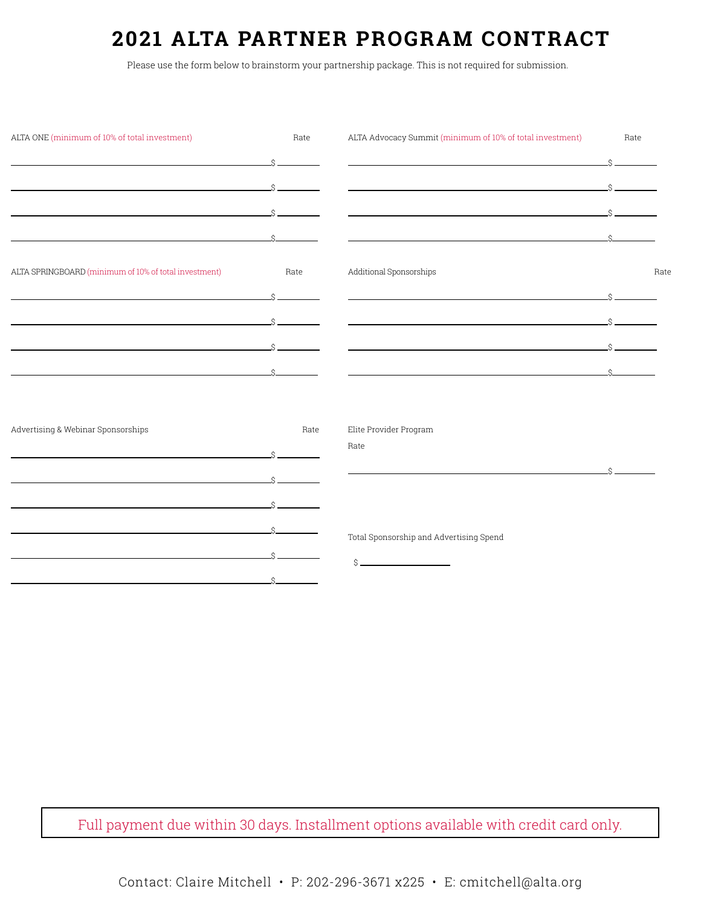# 2021 ALTA PARTNER PROGRAM CONTRACT

Please use the form below to brainstorm your partnership package. This is not required for submission.

| ALTA ONE (minimum of 10% of total investment) | Rate |
|---|---|
| | $ |
| | $ |
| | $ |
| | $ |

| ALTA Advocacy Summit (minimum of 10% of total investment) | Rate |
|---|---|
| | $ |
| | $ |
| | $ |
| | $ |

| ALTA SPRINGBOARD (minimum of 10% of total investment) | Rate |
|---|---|
| | $ |
| | $ |
| | $ |
| | $ |

| Additional Sponsorships | Rate |
|---|---|
| | $ |
| | $ |
| | $ |
| | $ |

| Advertising & Webinar Sponsorships | Rate |
|---|---|
| | $ |
| | $ |
| | $ |
| | $ |
| | $ |
| | $ |

| Elite Provider Program | Rate |
|---|---|
| | $ |

Total Sponsorship and Advertising Spend

$ ____________

Full payment due within 30 days. Installment options available with credit card only.

Contact: Claire Mitchell • P: 202-296-3671 x225 • E: cmitchell@alta.org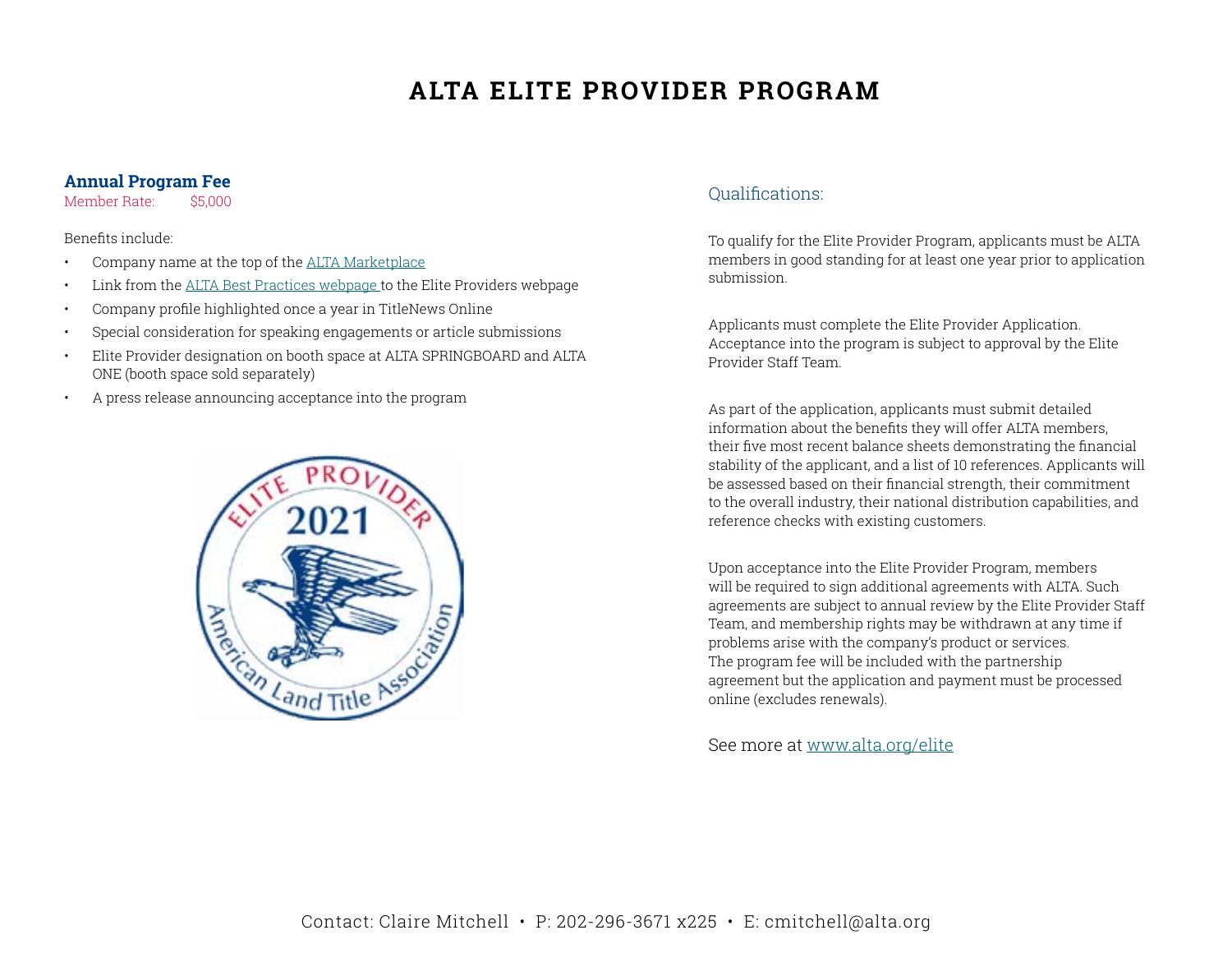# ALTA ELITE PROVIDER PROGRAM

**Annual Program Fee**

Member Rate: $5,000

Benefits include:

- Company name at the top of the ALTA Marketplace
- Link from the ALTA Best Practices webpage to the Elite Providers webpage
- Company profile highlighted once a year in TitleNews Online
- Special consideration for speaking engagements or article submissions
- Elite Provider designation on booth space at ALTA SPRINGBOARD and ALTA ONE (booth space sold separately)
- A press release announcing acceptance into the program

## Qualifications:

To qualify for the Elite Provider Program, applicants must be ALTA members in good standing for at least one year prior to application submission.

Applicants must complete the Elite Provider Application. Acceptance into the program is subject to approval by the Elite Provider Staff Team.

As part of the application, applicants must submit detailed information about the benefits they will offer ALTA members, their five most recent balance sheets demonstrating the financial stability of the applicant, and a list of 10 references. Applicants will be assessed based on their financial strength, their commitment to the overall industry, their national distribution capabilities, and reference checks with existing customers.

Upon acceptance into the Elite Provider Program, members will be required to sign additional agreements with ALTA. Such agreements are subject to annual review by the Elite Provider Staff Team, and membership rights may be withdrawn at any time if problems arise with the company's product or services. The program fee will be included with the partnership agreement but the application and payment must be processed online (excludes renewals).

See more at www.alta.org/elite

Contact: Claire Mitchell • P: 202-296-3671 x225 • E: cmitchell@alta.org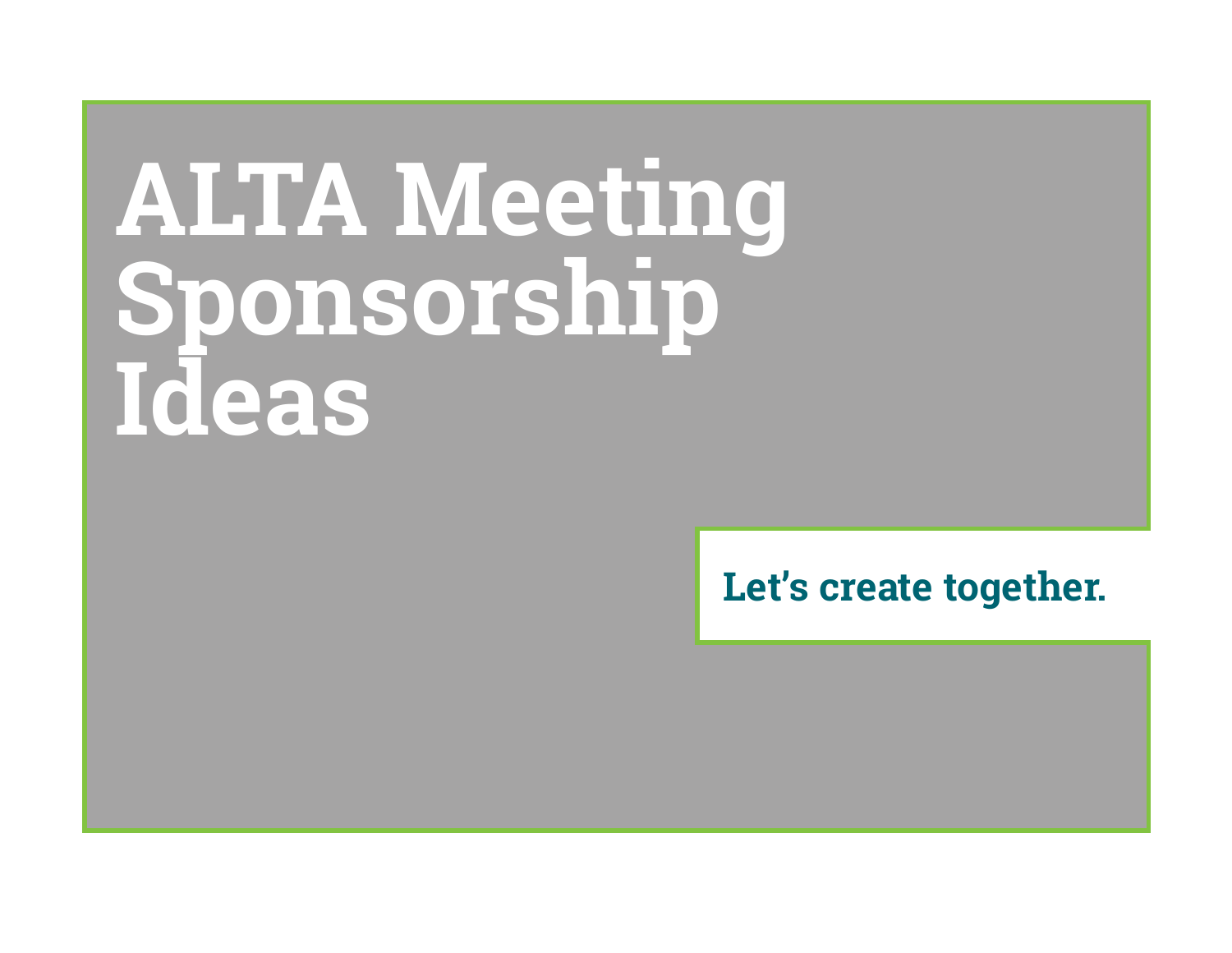# ALTA Meeting Sponsorship Ideas

**Let's create together.**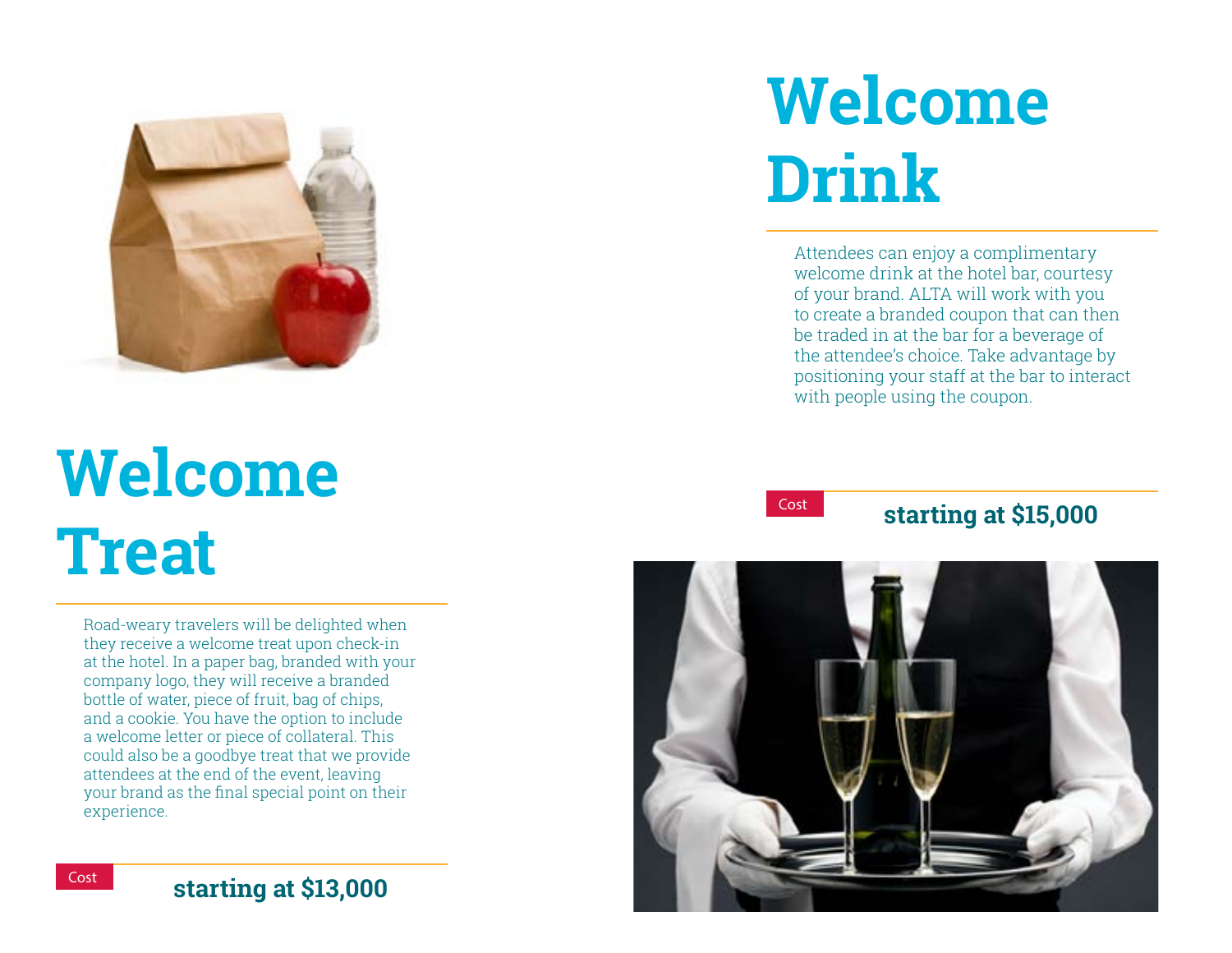# Welcome Treat

Road-weary travelers will be delighted when they receive a welcome treat upon check-in at the hotel. In a paper bag, branded with your company logo, they will receive a branded bottle of water, piece of fruit, bag of chips, and a cookie. You have the option to include a welcome letter or piece of collateral. This could also be a goodbye treat that we provide attendees at the end of the event, leaving your brand as the final special point on their experience.

Cost **starting at $13,000**

# Welcome Drink

Attendees can enjoy a complimentary welcome drink at the hotel bar, courtesy of your brand. ALTA will work with you to create a branded coupon that can then be traded in at the bar for a beverage of the attendee's choice. Take advantage by positioning your staff at the bar to interact with people using the coupon.

Cost **starting at $15,000**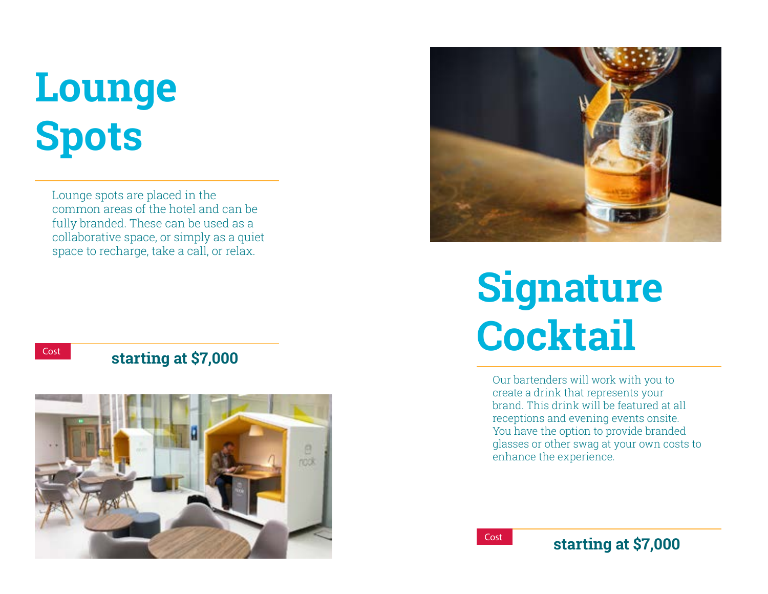# Lounge Spots

Lounge spots are placed in the common areas of the hotel and can be fully branded. These can be used as a collaborative space, or simply as a quiet space to recharge, take a call, or relax.

Cost **starting at $7,000**

# Signature Cocktail

Our bartenders will work with you to create a drink that represents your brand. This drink will be featured at all receptions and evening events onsite. You have the option to provide branded glasses or other swag at your own costs to enhance the experience.

Cost **starting at $7,000**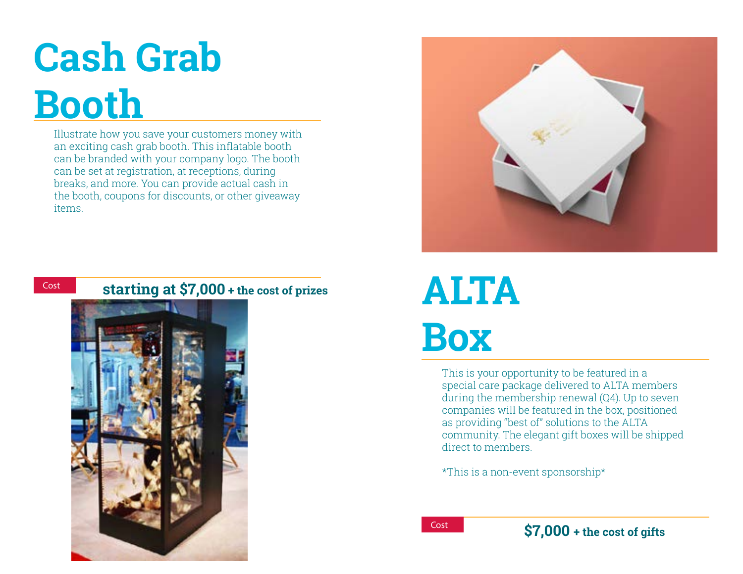# Cash Grab Booth

Illustrate how you save your customers money with an exciting cash grab booth. This inflatable booth can be branded with your company logo. The booth can be set at registration, at receptions, during breaks, and more. You can provide actual cash in the booth, coupons for discounts, or other giveaway items.

Cost **starting at $7,000 + the cost of prizes**

# ALTA Box

This is your opportunity to be featured in a special care package delivered to ALTA members during the membership renewal (Q4). Up to seven companies will be featured in the box, positioned as providing “best of” solutions to the ALTA community. The elegant gift boxes will be shipped direct to members.

*This is a non-event sponsorship*

Cost **$7,000 + the cost of gifts**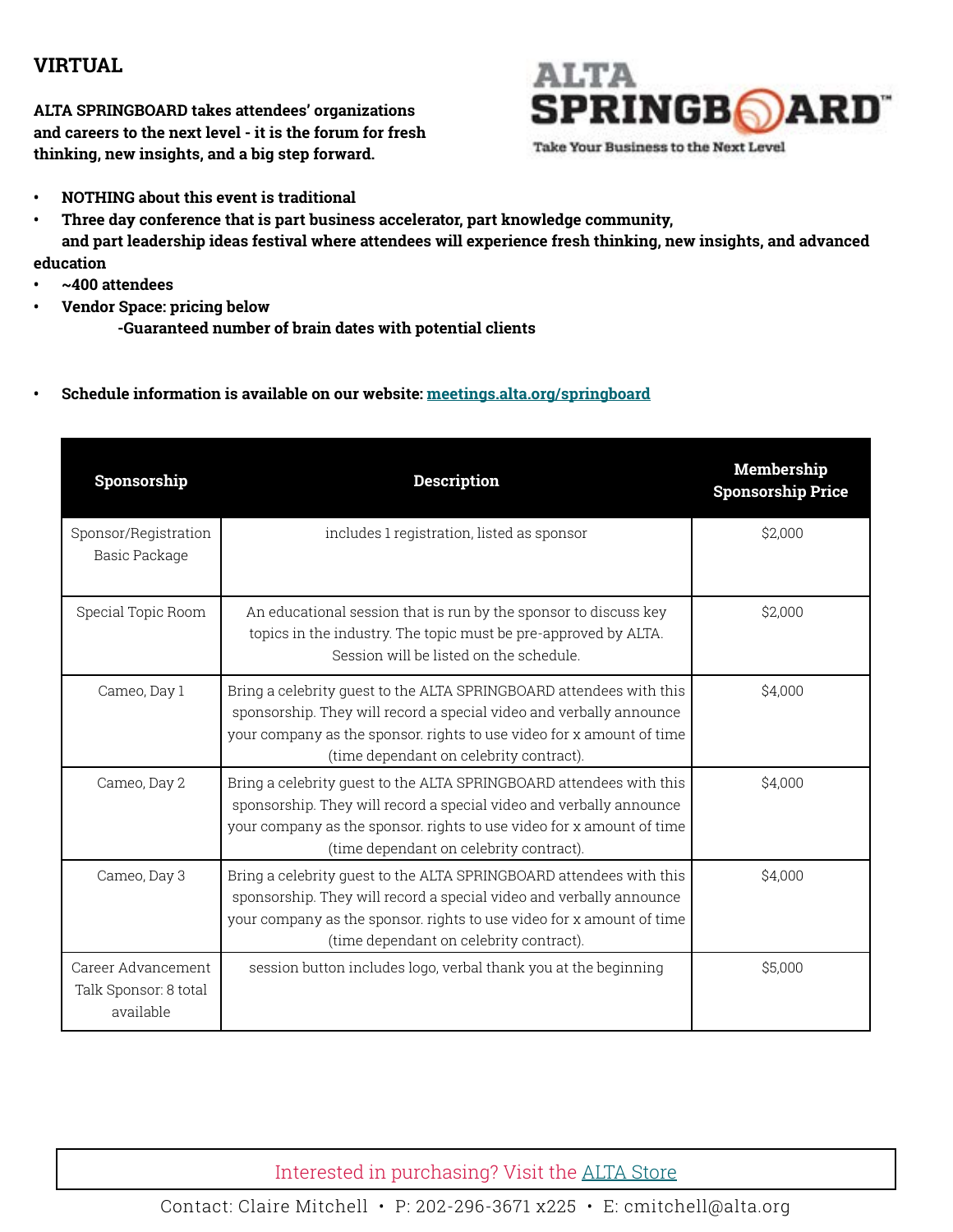## VIRTUAL

**ALTA SPRINGBOARD takes attendees' organizations and careers to the next level - it is the forum for fresh thinking, new insights, and a big step forward.**

ALTA SPRINGBOARD™
Take Your Business to the Next Level

- **NOTHING about this event is traditional**
- **Three day conference that is part business accelerator, part knowledge community, and part leadership ideas festival where attendees will experience fresh thinking, new insights, and advanced education**
- **~400 attendees**
- **Vendor Space: pricing below**
  - **-Guaranteed number of brain dates with potential clients**

- **Schedule information is available on our website: [meetings.alta.org/springboard](meetings.alta.org/springboard)**

| Sponsorship | Description | Membership Sponsorship Price |
|---|---|---|
| Sponsor/Registration Basic Package | includes 1 registration, listed as sponsor | $2,000 |
| Special Topic Room | An educational session that is run by the sponsor to discuss key topics in the industry. The topic must be pre-approved by ALTA. Session will be listed on the schedule. | $2,000 |
| Cameo, Day 1 | Bring a celebrity guest to the ALTA SPRINGBOARD attendees with this sponsorship. They will record a special video and verbally announce your company as the sponsor. rights to use video for x amount of time (time dependant on celebrity contract). | $4,000 |
| Cameo, Day 2 | Bring a celebrity guest to the ALTA SPRINGBOARD attendees with this sponsorship. They will record a special video and verbally announce your company as the sponsor. rights to use video for x amount of time (time dependant on celebrity contract). | $4,000 |
| Cameo, Day 3 | Bring a celebrity guest to the ALTA SPRINGBOARD attendees with this sponsorship. They will record a special video and verbally announce your company as the sponsor. rights to use video for x amount of time (time dependant on celebrity contract). | $4,000 |
| Career Advancement Talk Sponsor: 8 total available | session button includes logo, verbal thank you at the beginning | $5,000 |

Interested in purchasing? Visit the [ALTA Store]()

Contact: Claire Mitchell • P: 202-296-3671 x225 • E: cmitchell@alta.org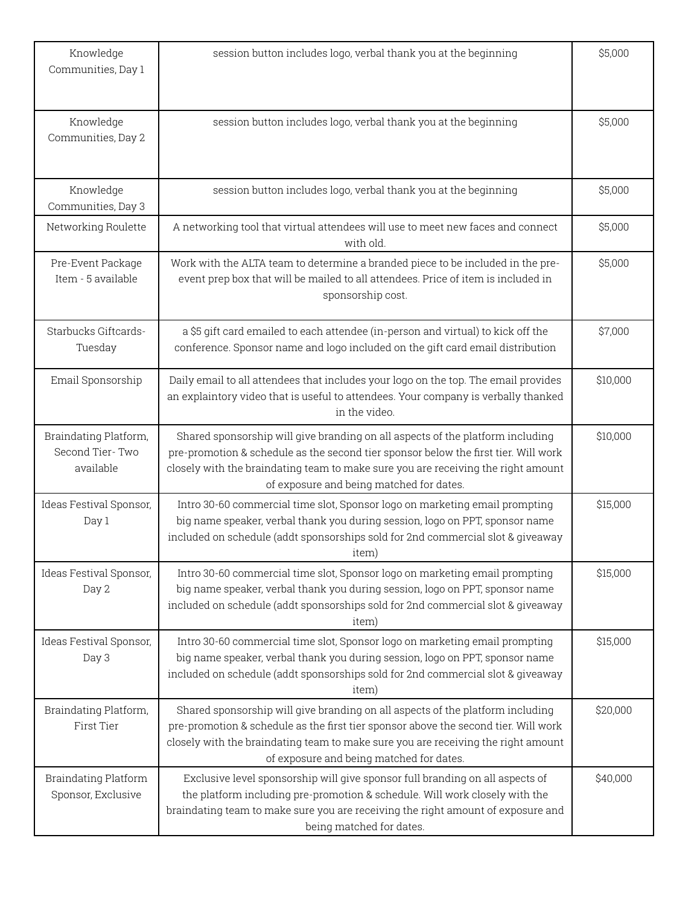| Knowledge Communities, Day 1 | session button includes logo, verbal thank you at the beginning | $5,000 |
|---|---|---|
| Knowledge Communities, Day 2 | session button includes logo, verbal thank you at the beginning | $5,000 |
| Knowledge Communities, Day 3 | session button includes logo, verbal thank you at the beginning | $5,000 |
| Networking Roulette | A networking tool that virtual attendees will use to meet new faces and connect with old. | $5,000 |
| Pre-Event Package Item - 5 available | Work with the ALTA team to determine a branded piece to be included in the pre-event prep box that will be mailed to all attendees. Price of item is included in sponsorship cost. | $5,000 |
| Starbucks Giftcards-Tuesday | a $5 gift card emailed to each attendee (in-person and virtual) to kick off the conference. Sponsor name and logo included on the gift card email distribution | $7,000 |
| Email Sponsorship | Daily email to all attendees that includes your logo on the top. The email provides an explaintory video that is useful to attendees. Your company is verbally thanked in the video. | $10,000 |
| Braindating Platform, Second Tier- Two available | Shared sponsorship will give branding on all aspects of the platform including pre-promotion & schedule as the second tier sponsor below the first tier. Will work closely with the braindating team to make sure you are receiving the right amount of exposure and being matched for dates. | $10,000 |
| Ideas Festival Sponsor, Day 1 | Intro 30-60 commercial time slot, Sponsor logo on marketing email prompting big name speaker, verbal thank you during session, logo on PPT, sponsor name included on schedule (addt sponsorships sold for 2nd commercial slot & giveaway item) | $15,000 |
| Ideas Festival Sponsor, Day 2 | Intro 30-60 commercial time slot, Sponsor logo on marketing email prompting big name speaker, verbal thank you during session, logo on PPT, sponsor name included on schedule (addt sponsorships sold for 2nd commercial slot & giveaway item) | $15,000 |
| Ideas Festival Sponsor, Day 3 | Intro 30-60 commercial time slot, Sponsor logo on marketing email prompting big name speaker, verbal thank you during session, logo on PPT, sponsor name included on schedule (addt sponsorships sold for 2nd commercial slot & giveaway item) | $15,000 |
| Braindating Platform, First Tier | Shared sponsorship will give branding on all aspects of the platform including pre-promotion & schedule as the first tier sponsor above the second tier. Will work closely with the braindating team to make sure you are receiving the right amount of exposure and being matched for dates. | $20,000 |
| Braindating Platform Sponsor, Exclusive | Exclusive level sponsorship will give sponsor full branding on all aspects of the platform including pre-promotion & schedule. Will work closely with the braindating team to make sure you are receiving the right amount of exposure and being matched for dates. | $40,000 |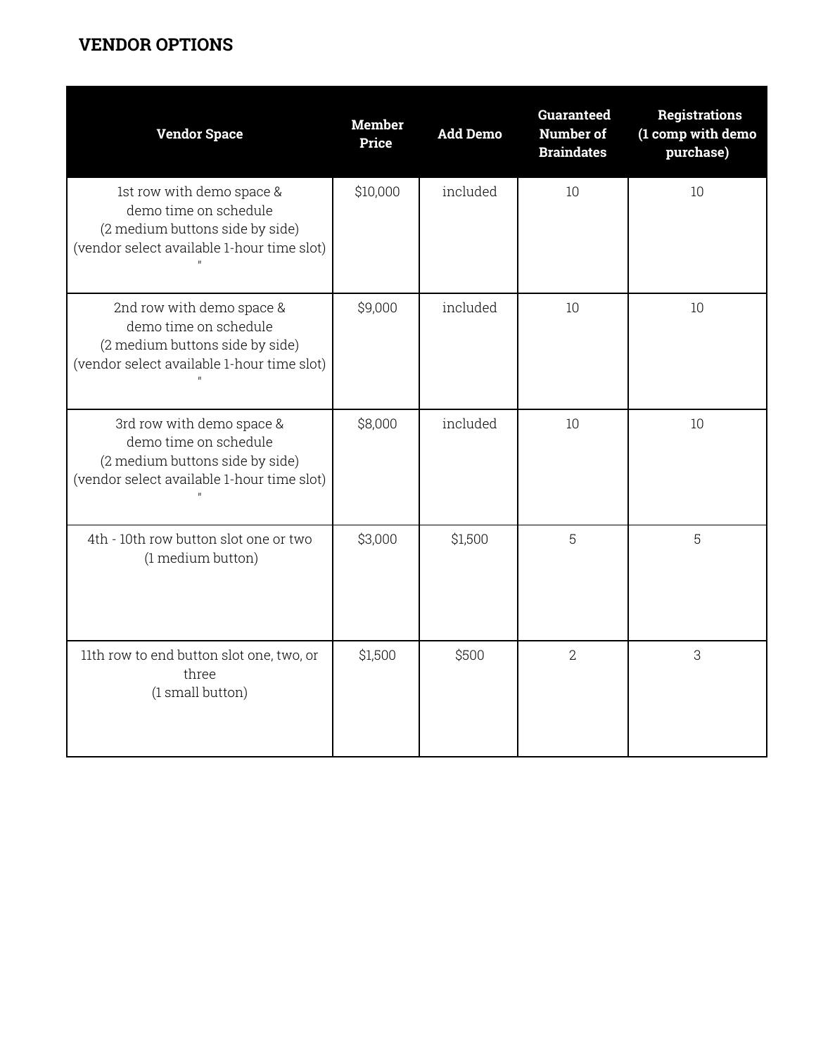## VENDOR OPTIONS

| Vendor Space | Member Price | Add Demo | Guaranteed Number of Braindates | Registrations (1 comp with demo purchase) |
|---|---|---|---|---|
| 1st row with demo space & demo time on schedule (2 medium buttons side by side) (vendor select available 1-hour time slot) " | $10,000 | included | 10 | 10 |
| 2nd row with demo space & demo time on schedule (2 medium buttons side by side) (vendor select available 1-hour time slot) " | $9,000 | included | 10 | 10 |
| 3rd row with demo space & demo time on schedule (2 medium buttons side by side) (vendor select available 1-hour time slot) " | $8,000 | included | 10 | 10 |
| 4th - 10th row button slot one or two (1 medium button) | $3,000 | $1,500 | 5 | 5 |
| 11th row to end button slot one, two, or three (1 small button) | $1,500 | $500 | 2 | 3 |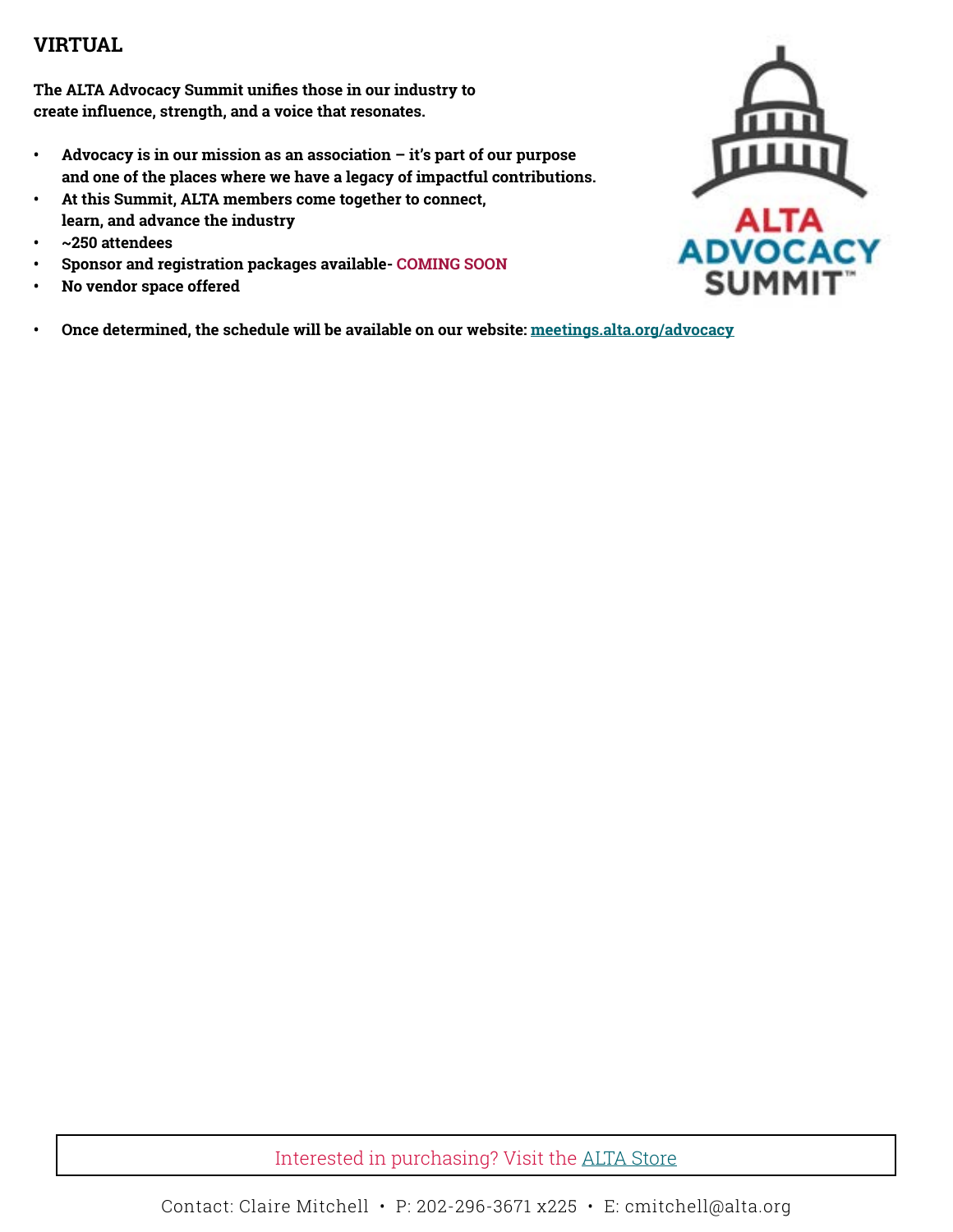## VIRTUAL

**The ALTA Advocacy Summit unifies those in our industry to create influence, strength, and a voice that resonates.**

- **Advocacy is in our mission as an association – it's part of our purpose and one of the places where we have a legacy of impactful contributions.**
- **At this Summit, ALTA members come together to connect, learn, and advance the industry**
- **~250 attendees**
- **Sponsor and registration packages available- COMING SOON**
- **No vendor space offered**

- **Once determined, the schedule will be available on our website: meetings.alta.org/advocacy**

Interested in purchasing? Visit the ALTA Store

Contact: Claire Mitchell • P: 202-296-3671 x225 • E: cmitchell@alta.org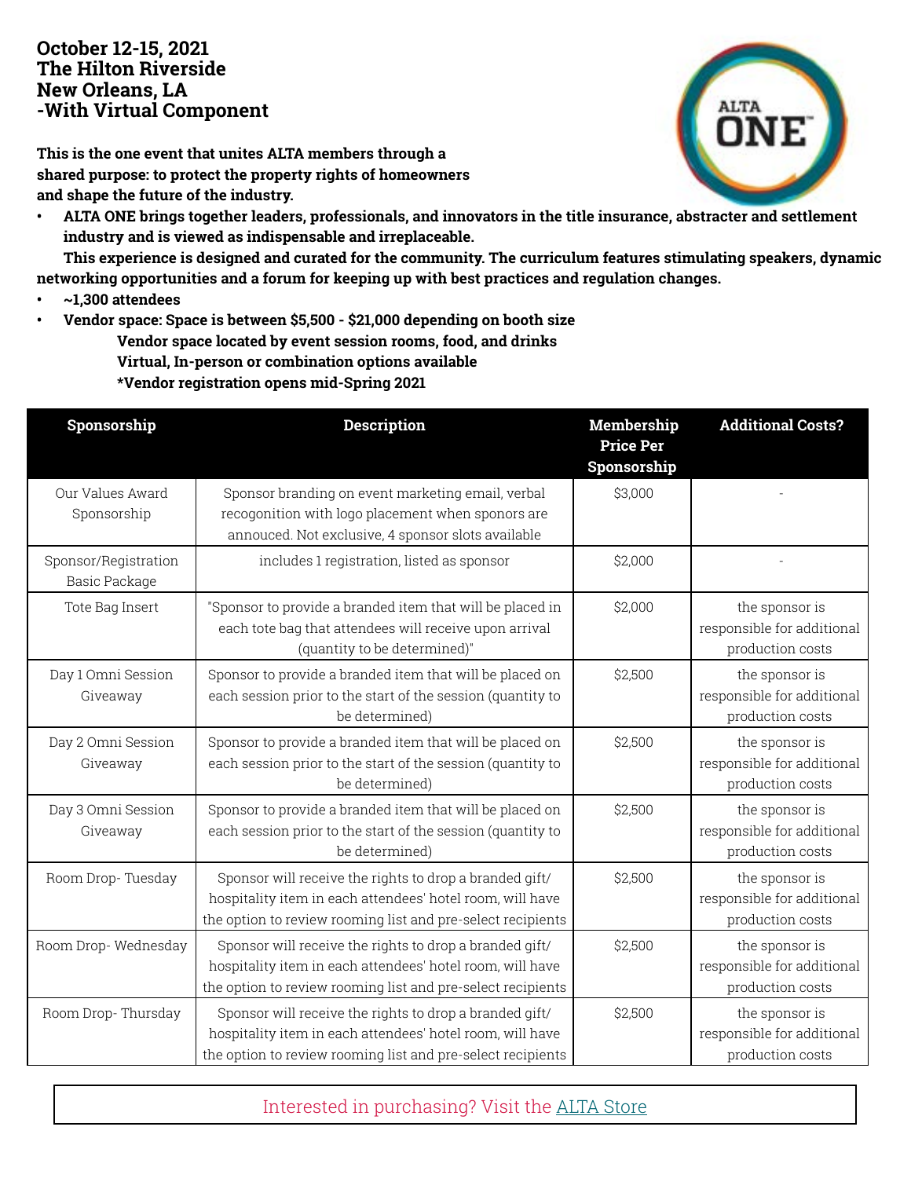**October 12-15, 2021**
**The Hilton Riverside**
**New Orleans, LA**
**-With Virtual Component**

**This is the one event that unites ALTA members through a shared purpose: to protect the property rights of homeowners and shape the future of the industry.**

- **ALTA ONE brings together leaders, professionals, and innovators in the title insurance, abstracter and settlement industry and is viewed as indispensable and irreplaceable.**

**This experience is designed and curated for the community. The curriculum features stimulating speakers, dynamic networking opportunities and a forum for keeping up with best practices and regulation changes.**

- **~1,300 attendees**
- **Vendor space: Space is between $5,500 - $21,000 depending on booth size**
  - **Vendor space located by event session rooms, food, and drinks**
  - **Virtual, In-person or combination options available**
  - **\*Vendor registration opens mid-Spring 2021**

| Sponsorship | Description | Membership Price Per Sponsorship | Additional Costs? |
|---|---|---|---|
| Our Values Award Sponsorship | Sponsor branding on event marketing email, verbal recogonition with logo placement when sponors are annouced. Not exclusive, 4 sponsor slots available | $3,000 | - |
| Sponsor/Registration Basic Package | includes 1 registration, listed as sponsor | $2,000 | - |
| Tote Bag Insert | "Sponsor to provide a branded item that will be placed in each tote bag that attendees will receive upon arrival (quantity to be determined)" | $2,000 | the sponsor is responsible for additional production costs |
| Day 1 Omni Session Giveaway | Sponsor to provide a branded item that will be placed on each session prior to the start of the session (quantity to be determined) | $2,500 | the sponsor is responsible for additional production costs |
| Day 2 Omni Session Giveaway | Sponsor to provide a branded item that will be placed on each session prior to the start of the session (quantity to be determined) | $2,500 | the sponsor is responsible for additional production costs |
| Day 3 Omni Session Giveaway | Sponsor to provide a branded item that will be placed on each session prior to the start of the session (quantity to be determined) | $2,500 | the sponsor is responsible for additional production costs |
| Room Drop- Tuesday | Sponsor will receive the rights to drop a branded gift/ hospitality item in each attendees' hotel room, will have the option to review rooming list and pre-select recipients | $2,500 | the sponsor is responsible for additional production costs |
| Room Drop- Wednesday | Sponsor will receive the rights to drop a branded gift/ hospitality item in each attendees' hotel room, will have the option to review rooming list and pre-select recipients | $2,500 | the sponsor is responsible for additional production costs |
| Room Drop- Thursday | Sponsor will receive the rights to drop a branded gift/ hospitality item in each attendees' hotel room, will have the option to review rooming list and pre-select recipients | $2,500 | the sponsor is responsible for additional production costs |

Interested in purchasing? Visit the ALTA Store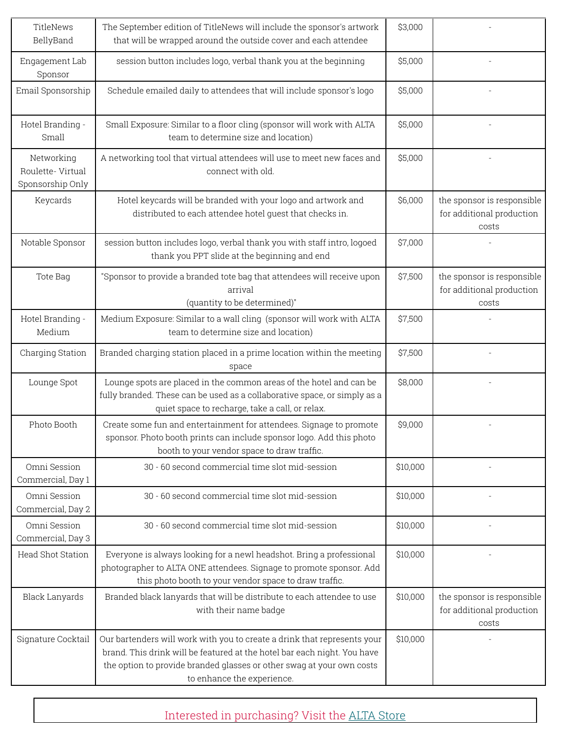| | | | |
|---|---|---|---|
| TitleNews BellyBand | The September edition of TitleNews will include the sponsor's artwork that will be wrapped around the outside cover and each attendee | $3,000 | - |
| Engagement Lab Sponsor | session button includes logo, verbal thank you at the beginning | $5,000 | - |
| Email Sponsorship | Schedule emailed daily to attendees that will include sponsor's logo | $5,000 | - |
| Hotel Branding - Small | Small Exposure: Similar to a floor cling (sponsor will work with ALTA team to determine size and location) | $5,000 | - |
| Networking Roulette- Virtual Sponsorship Only | A networking tool that virtual attendees will use to meet new faces and connect with old. | $5,000 | - |
| Keycards | Hotel keycards will be branded with your logo and artwork and distributed to each attendee hotel guest that checks in. | $6,000 | the sponsor is responsible for additional production costs |
| Notable Sponsor | session button includes logo, verbal thank you with staff intro, logoed thank you PPT slide at the beginning and end | $7,000 | - |
| Tote Bag | "Sponsor to provide a branded tote bag that attendees will receive upon arrival (quantity to be determined)" | $7,500 | the sponsor is responsible for additional production costs |
| Hotel Branding - Medium | Medium Exposure: Similar to a wall cling (sponsor will work with ALTA team to determine size and location) | $7,500 | - |
| Charging Station | Branded charging station placed in a prime location within the meeting space | $7,500 | - |
| Lounge Spot | Lounge spots are placed in the common areas of the hotel and can be fully branded. These can be used as a collaborative space, or simply as a quiet space to recharge, take a call, or relax. | $8,000 | - |
| Photo Booth | Create some fun and entertainment for attendees. Signage to promote sponsor. Photo booth prints can include sponsor logo. Add this photo booth to your vendor space to draw traffic. | $9,000 | - |
| Omni Session Commercial, Day 1 | 30 - 60 second commercial time slot mid-session | $10,000 | - |
| Omni Session Commercial, Day 2 | 30 - 60 second commercial time slot mid-session | $10,000 | - |
| Omni Session Commercial, Day 3 | 30 - 60 second commercial time slot mid-session | $10,000 | - |
| Head Shot Station | Everyone is always looking for a newl headshot. Bring a professional photographer to ALTA ONE attendees. Signage to promote sponsor. Add this photo booth to your vendor space to draw traffic. | $10,000 | - |
| Black Lanyards | Branded black lanyards that will be distribute to each attendee to use with their name badge | $10,000 | the sponsor is responsible for additional production costs |
| Signature Cocktail | Our bartenders will work with you to create a drink that represents your brand. This drink will be featured at the hotel bar each night. You have the option to provide branded glasses or other swag at your own costs to enhance the experience. | $10,000 | - |

Interested in purchasing? Visit the ALTA Store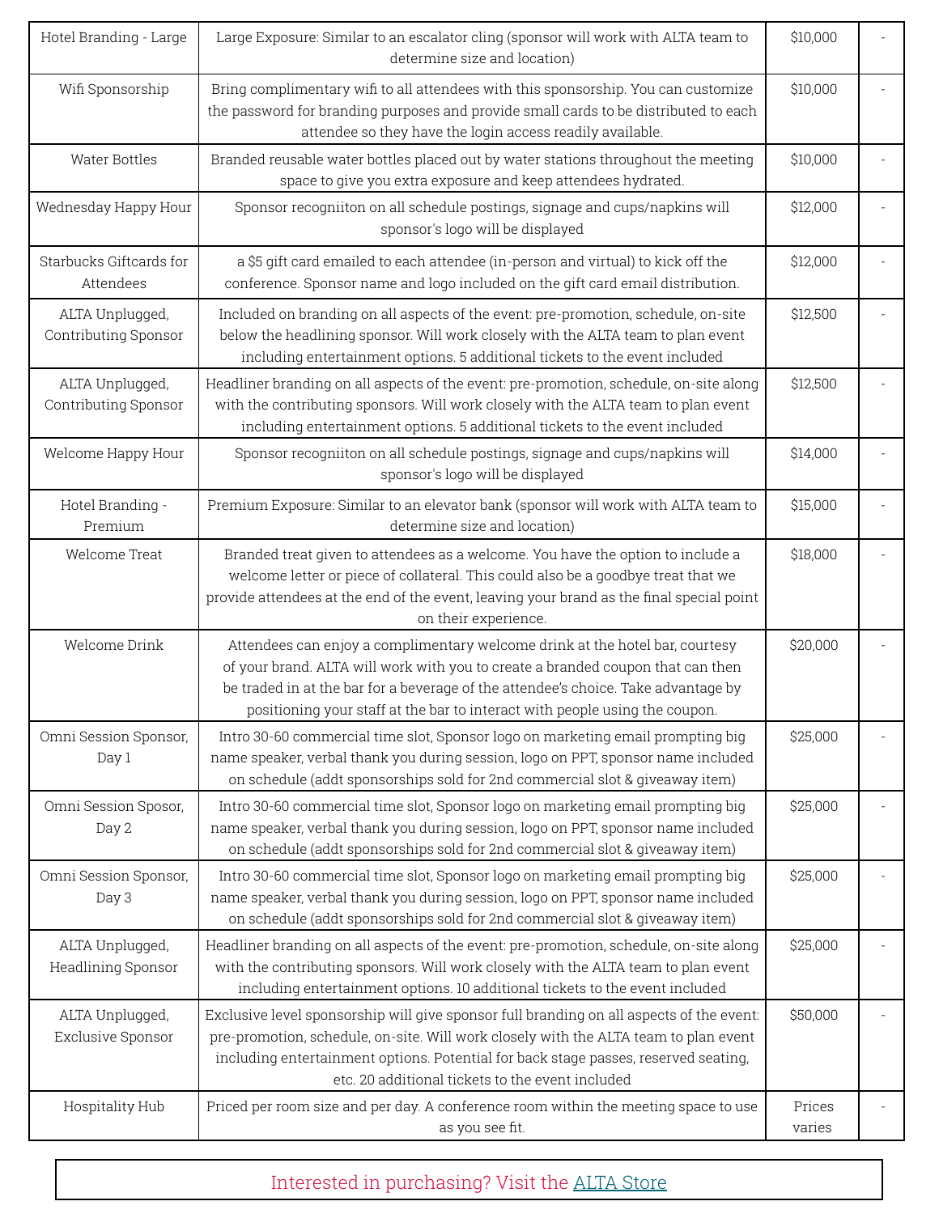| Hotel Branding - Large | Large Exposure: Similar to an escalator cling (sponsor will work with ALTA team to determine size and location) | $10,000 | - |
|---|---|---|---|
| Wifi Sponsorship | Bring complimentary wifi to all attendees with this sponsorship. You can customize the password for branding purposes and provide small cards to be distributed to each attendee so they have the login access readily available. | $10,000 | - |
| Water Bottles | Branded reusable water bottles placed out by water stations throughout the meeting space to give you extra exposure and keep attendees hydrated. | $10,000 | - |
| Wednesday Happy Hour | Sponsor recogniiton on all schedule postings, signage and cups/napkins will sponsor's logo will be displayed | $12,000 | - |
| Starbucks Giftcards for Attendees | a $5 gift card emailed to each attendee (in-person and virtual) to kick off the conference. Sponsor name and logo included on the gift card email distribution. | $12,000 | - |
| ALTA Unplugged, Contributing Sponsor | Included on branding on all aspects of the event: pre-promotion, schedule, on-site below the headlining sponsor. Will work closely with the ALTA team to plan event including entertainment options. 5 additional tickets to the event included | $12,500 | - |
| ALTA Unplugged, Contributing Sponsor | Headliner branding on all aspects of the event: pre-promotion, schedule, on-site along with the contributing sponsors. Will work closely with the ALTA team to plan event including entertainment options. 5 additional tickets to the event included | $12,500 | - |
| Welcome Happy Hour | Sponsor recogniiton on all schedule postings, signage and cups/napkins will sponsor's logo will be displayed | $14,000 | - |
| Hotel Branding - Premium | Premium Exposure: Similar to an elevator bank (sponsor will work with ALTA team to determine size and location) | $15,000 | - |
| Welcome Treat | Branded treat given to attendees as a welcome. You have the option to include a welcome letter or piece of collateral. This could also be a goodbye treat that we provide attendees at the end of the event, leaving your brand as the final special point on their experience. | $18,000 | - |
| Welcome Drink | Attendees can enjoy a complimentary welcome drink at the hotel bar, courtesy of your brand. ALTA will work with you to create a branded coupon that can then be traded in at the bar for a beverage of the attendee's choice. Take advantage by positioning your staff at the bar to interact with people using the coupon. | $20,000 | - |
| Omni Session Sponsor, Day 1 | Intro 30-60 commercial time slot, Sponsor logo on marketing email prompting big name speaker, verbal thank you during session, logo on PPT, sponsor name included on schedule (addt sponsorships sold for 2nd commercial slot & giveaway item) | $25,000 | - |
| Omni Session Sposor, Day 2 | Intro 30-60 commercial time slot, Sponsor logo on marketing email prompting big name speaker, verbal thank you during session, logo on PPT, sponsor name included on schedule (addt sponsorships sold for 2nd commercial slot & giveaway item) | $25,000 | - |
| Omni Session Sponsor, Day 3 | Intro 30-60 commercial time slot, Sponsor logo on marketing email prompting big name speaker, verbal thank you during session, logo on PPT, sponsor name included on schedule (addt sponsorships sold for 2nd commercial slot & giveaway item) | $25,000 | - |
| ALTA Unplugged, Headlining Sponsor | Headliner branding on all aspects of the event: pre-promotion, schedule, on-site along with the contributing sponsors. Will work closely with the ALTA team to plan event including entertainment options. 10 additional tickets to the event included | $25,000 | - |
| ALTA Unplugged, Exclusive Sponsor | Exclusive level sponsorship will give sponsor full branding on all aspects of the event: pre-promotion, schedule, on-site. Will work closely with the ALTA team to plan event including entertainment options. Potential for back stage passes, reserved seating, etc. 20 additional tickets to the event included | $50,000 | - |
| Hospitality Hub | Priced per room size and per day. A conference room within the meeting space to use as you see fit. | Prices varies | - |

Interested in purchasing? Visit the ALTA Store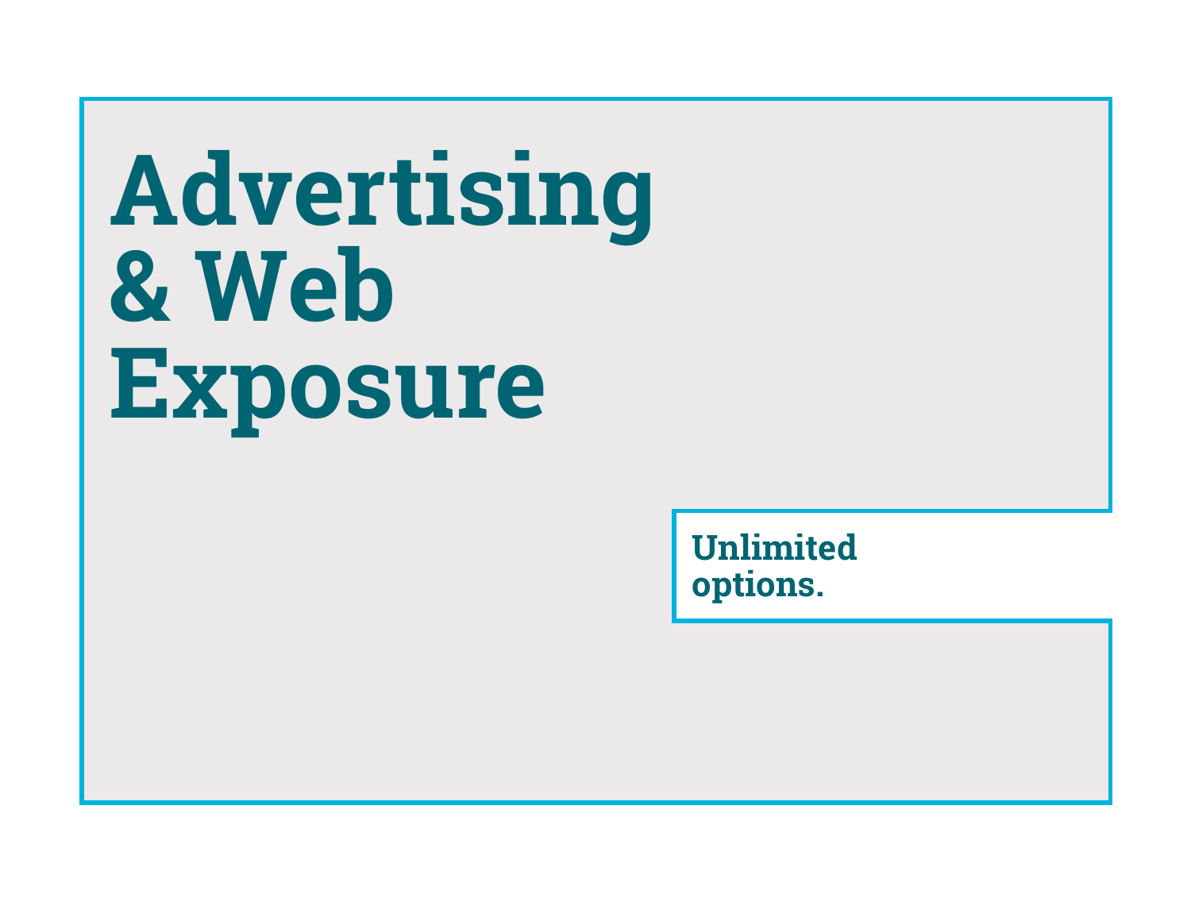# Advertising & Web Exposure

**Unlimited options.**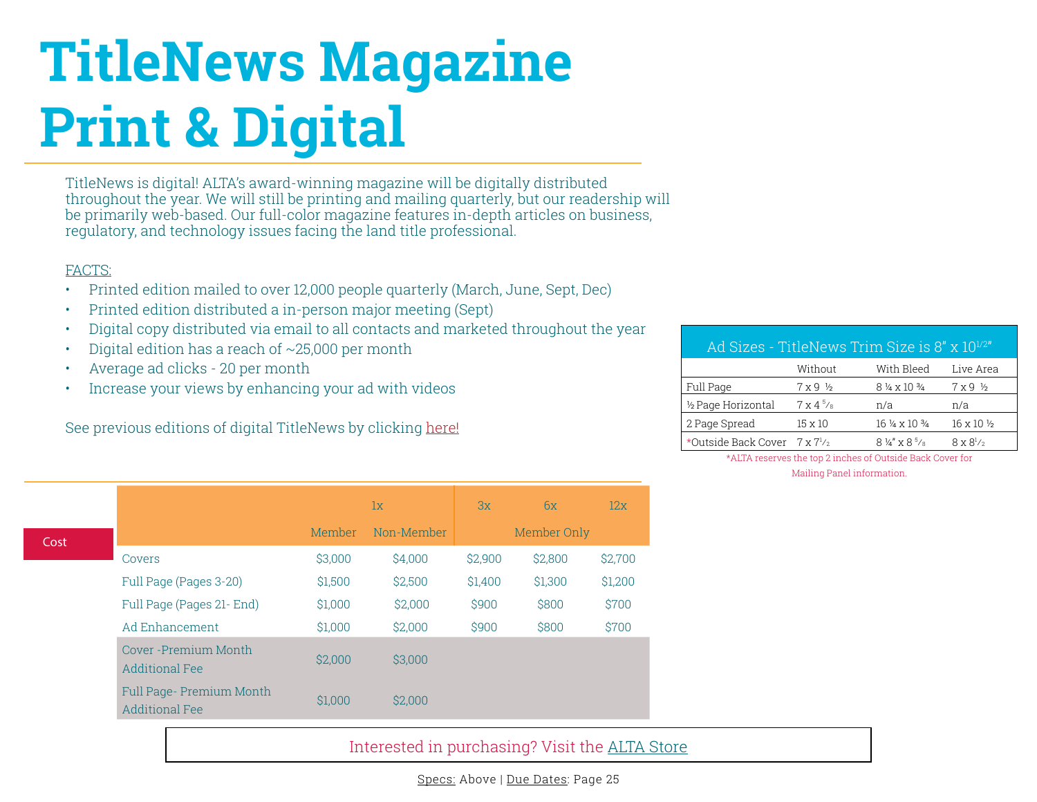# TitleNews Magazine Print & Digital

TitleNews is digital! ALTA's award-winning magazine will be digitally distributed throughout the year. We will still be printing and mailing quarterly, but our readership will be primarily web-based. Our full-color magazine features in-depth articles on business, regulatory, and technology issues facing the land title professional.

FACTS:

- Printed edition mailed to over 12,000 people quarterly (March, June, Sept, Dec)
- Printed edition distributed a in-person major meeting (Sept)
- Digital copy distributed via email to all contacts and marketed throughout the year
- Digital edition has a reach of ~25,000 per month
- Average ad clicks - 20 per month
- Increase your views by enhancing your ad with videos

See previous editions of digital TitleNews by clicking here!

| Ad Sizes - TitleNews Trim Size is 8" x 10 1/2" | Without | With Bleed | Live Area |
|---|---|---|---|
| Full Page | 7 x 9 ½ | 8 ¼ x 10 ¾ | 7 x 9 ½ |
| ½ Page Horizontal | 7 x 4 5/8 | n/a | n/a |
| 2 Page Spread | 15 x 10 | 16 ¼ x 10 ¾ | 16 x 10 ½ |
| *Outside Back Cover | 7 x 7 1/2 | 8 ¼" x 8 5/8 | 8 x 8 1/2 |

*ALTA reserves the top 2 inches of Outside Back Cover for Mailing Panel information.

**Cost**

| | 1x | | 3x | 6x | 12x |
|---|---|---|---|---|---|
| | Member | Non-Member | Member Only | | |
| Covers | $3,000 | $4,000 | $2,900 | $2,800 | $2,700 |
| Full Page (Pages 3-20) | $1,500 | $2,500 | $1,400 | $1,300 | $1,200 |
| Full Page (Pages 21- End) | $1,000 | $2,000 | $900 | $800 | $700 |
| Ad Enhancement | $1,000 | $2,000 | $900 | $800 | $700 |
| Cover -Premium Month Additional Fee | $2,000 | $3,000 | | | |
| Full Page- Premium Month Additional Fee | $1,000 | $2,000 | | | |

Interested in purchasing? Visit the ALTA Store

Specs: Above | Due Dates: Page 25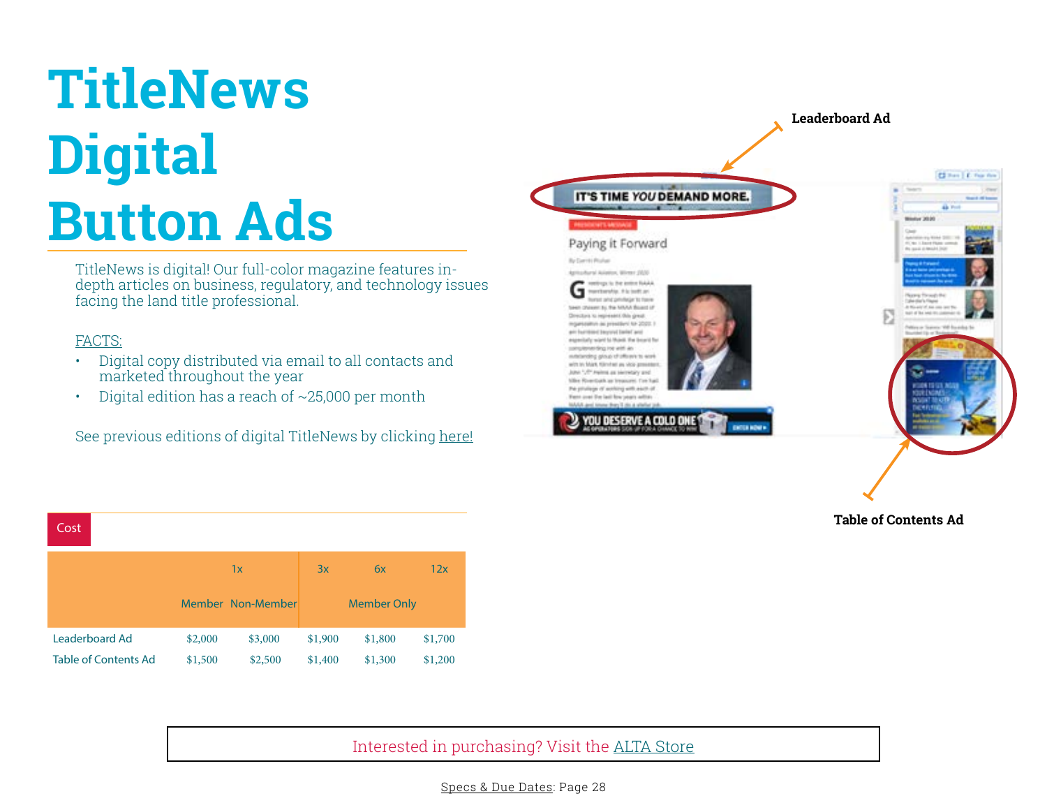# TitleNews Digital Button Ads

TitleNews is digital! Our full-color magazine features in-depth articles on business, regulatory, and technology issues facing the land title professional.

FACTS:

- Digital copy distributed via email to all contacts and marketed throughout the year
- Digital edition has a reach of ~25,000 per month

See previous editions of digital TitleNews by clicking here!

Leaderboard Ad

Table of Contents Ad

Cost

| | 1x | | 3x | 6x | 12x |
|---|---|---|---|---|---|
| | Member | Non-Member | Member Only | | |
| Leaderboard Ad | $2,000 | $3,000 | $1,900 | $1,800 | $1,700 |
| Table of Contents Ad | $1,500 | $2,500 | $1,400 | $1,300 | $1,200 |

Interested in purchasing? Visit the ALTA Store

Specs & Due Dates: Page 28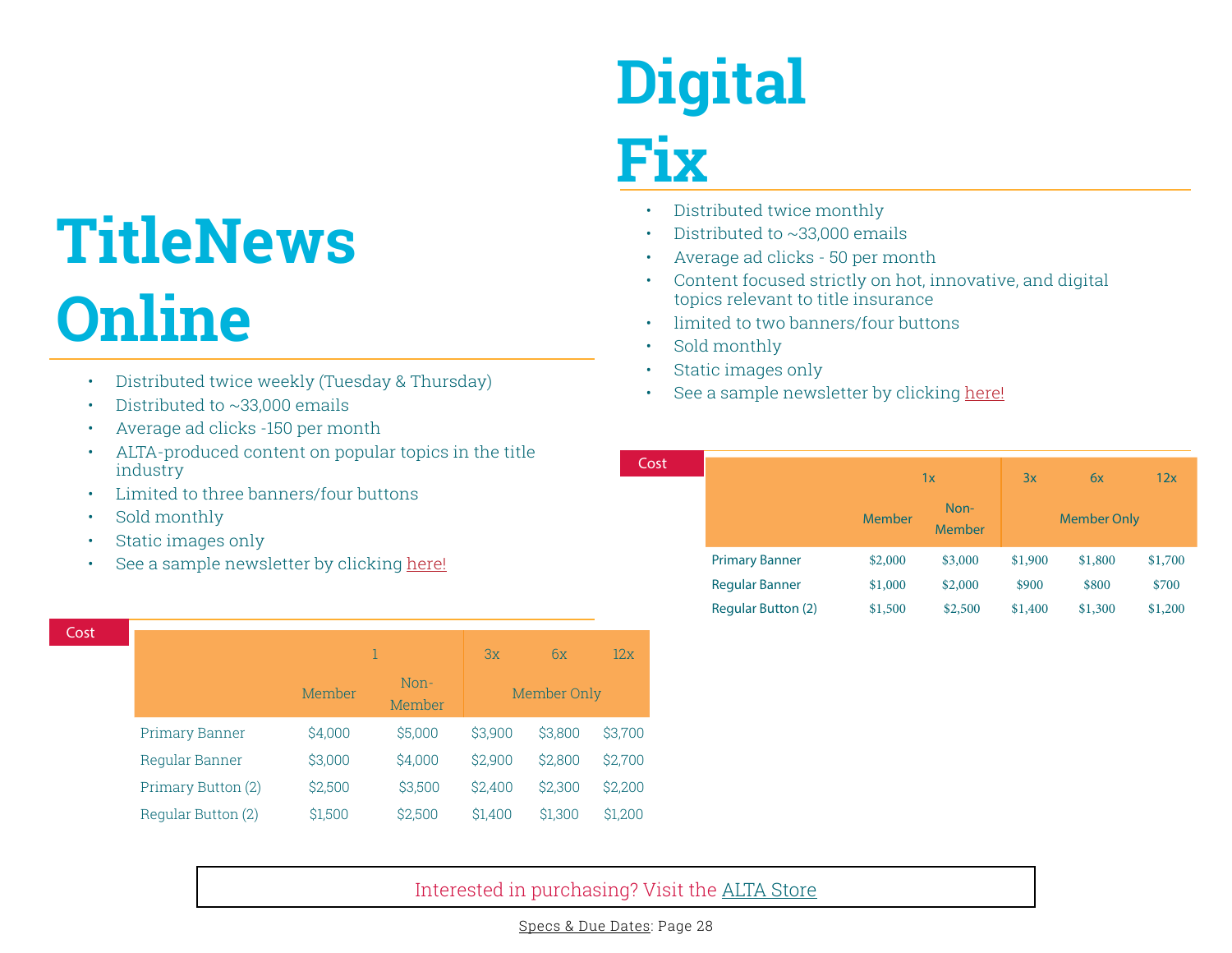# TitleNews Online

- Distributed twice weekly (Tuesday & Thursday)
- Distributed to ~33,000 emails
- Average ad clicks -150 per month
- ALTA-produced content on popular topics in the title industry
- Limited to three banners/four buttons
- Sold monthly
- Static images only
- See a sample newsletter by clicking here!

**Cost**

| | 1 | | 3x | 6x | 12x |
|---|---|---|---|---|---|
| | Member | Non-Member | Member Only | | |
| Primary Banner | $4,000 | $5,000 | $3,900 | $3,800 | $3,700 |
| Regular Banner | $3,000 | $4,000 | $2,900 | $2,800 | $2,700 |
| Primary Button (2) | $2,500 | $3,500 | $2,400 | $2,300 | $2,200 |
| Regular Button (2) | $1,500 | $2,500 | $1,400 | $1,300 | $1,200 |

# Digital Fix

- Distributed twice monthly
- Distributed to ~33,000 emails
- Average ad clicks - 50 per month
- Content focused strictly on hot, innovative, and digital topics relevant to title insurance
- limited to two banners/four buttons
- Sold monthly
- Static images only
- See a sample newsletter by clicking here!

**Cost**

| | 1x | | 3x | 6x | 12x |
|---|---|---|---|---|---|
| | Member | Non-Member | Member Only | | |
| Primary Banner | $2,000 | $3,000 | $1,900 | $1,800 | $1,700 |
| Regular Banner | $1,000 | $2,000 | $900 | $800 | $700 |
| Regular Button (2) | $1,500 | $2,500 | $1,400 | $1,300 | $1,200 |

Interested in purchasing? Visit the ALTA Store

Specs & Due Dates: Page 28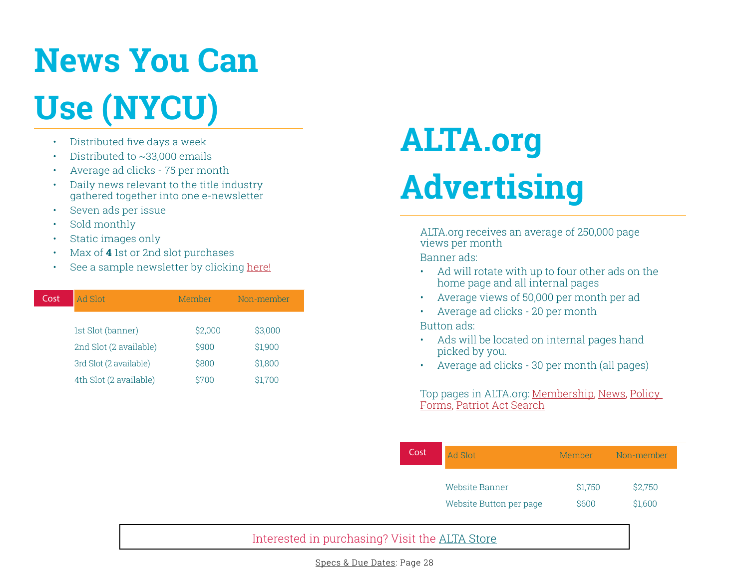# News You Can Use (NYCU)

- Distributed five days a week
- Distributed to ~33,000 emails
- Average ad clicks - 75 per month
- Daily news relevant to the title industry gathered together into one e-newsletter
- Seven ads per issue
- Sold monthly
- Static images only
- Max of **4** 1st or 2nd slot purchases
- See a sample newsletter by clicking here!

**Cost**

| Ad Slot | Member | Non-member |
|---|---|---|
| 1st Slot (banner) | $2,000 | $3,000 |
| 2nd Slot (2 available) | $900 | $1,900 |
| 3rd Slot (2 available) | $800 | $1,800 |
| 4th Slot (2 available) | $700 | $1,700 |

# ALTA.org Advertising

ALTA.org receives an average of 250,000 page views per month

Banner ads:

- Ad will rotate with up to four other ads on the home page and all internal pages
- Average views of 50,000 per month per ad
- Average ad clicks - 20 per month

Button ads:

- Ads will be located on internal pages hand picked by you.
- Average ad clicks - 30 per month (all pages)

Top pages in ALTA.org: Membership, News, Policy Forms, Patriot Act Search

**Cost**

| Ad Slot | Member | Non-member |
|---|---|---|
| Website Banner | $1,750 | $2,750 |
| Website Button per page | $600 | $1,600 |

Interested in purchasing? Visit the ALTA Store

Specs & Due Dates: Page 28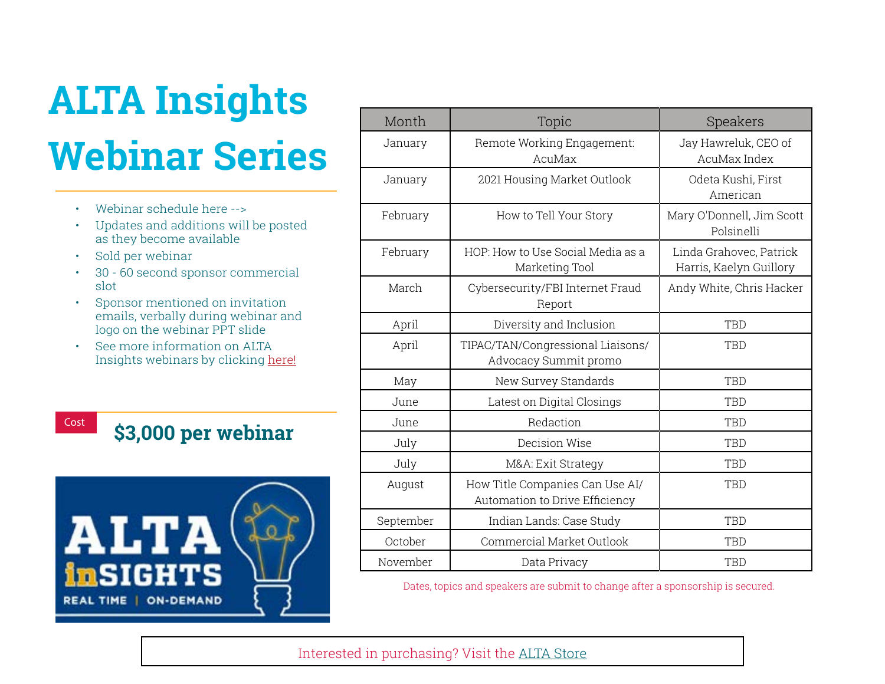# ALTA Insights Webinar Series

- Webinar schedule here -->
- Updates and additions will be posted as they become available
- Sold per webinar
- 30 - 60 second sponsor commercial slot
- Sponsor mentioned on invitation emails, verbally during webinar and logo on the webinar PPT slide
- See more information on ALTA Insights webinars by clicking here!

Cost

## $3,000 per webinar

| Month | Topic | Speakers |
|---|---|---|
| January | Remote Working Engagement: AcuMax | Jay Hawreluk, CEO of AcuMax Index |
| January | 2021 Housing Market Outlook | Odeta Kushi, First American |
| February | How to Tell Your Story | Mary O'Donnell, Jim Scott Polsinelli |
| February | HOP: How to Use Social Media as a Marketing Tool | Linda Grahovec, Patrick Harris, Kaelyn Guillory |
| March | Cybersecurity/FBI Internet Fraud Report | Andy White, Chris Hacker |
| April | Diversity and Inclusion | TBD |
| April | TIPAC/TAN/Congressional Liaisons/ Advocacy Summit promo | TBD |
| May | New Survey Standards | TBD |
| June | Latest on Digital Closings | TBD |
| June | Redaction | TBD |
| July | Decision Wise | TBD |
| July | M&A: Exit Strategy | TBD |
| August | How Title Companies Can Use AI/ Automation to Drive Efficiency | TBD |
| September | Indian Lands: Case Study | TBD |
| October | Commercial Market Outlook | TBD |
| November | Data Privacy | TBD |

Dates, topics and speakers are submit to change after a sponsorship is secured.

Interested in purchasing? Visit the ALTA Store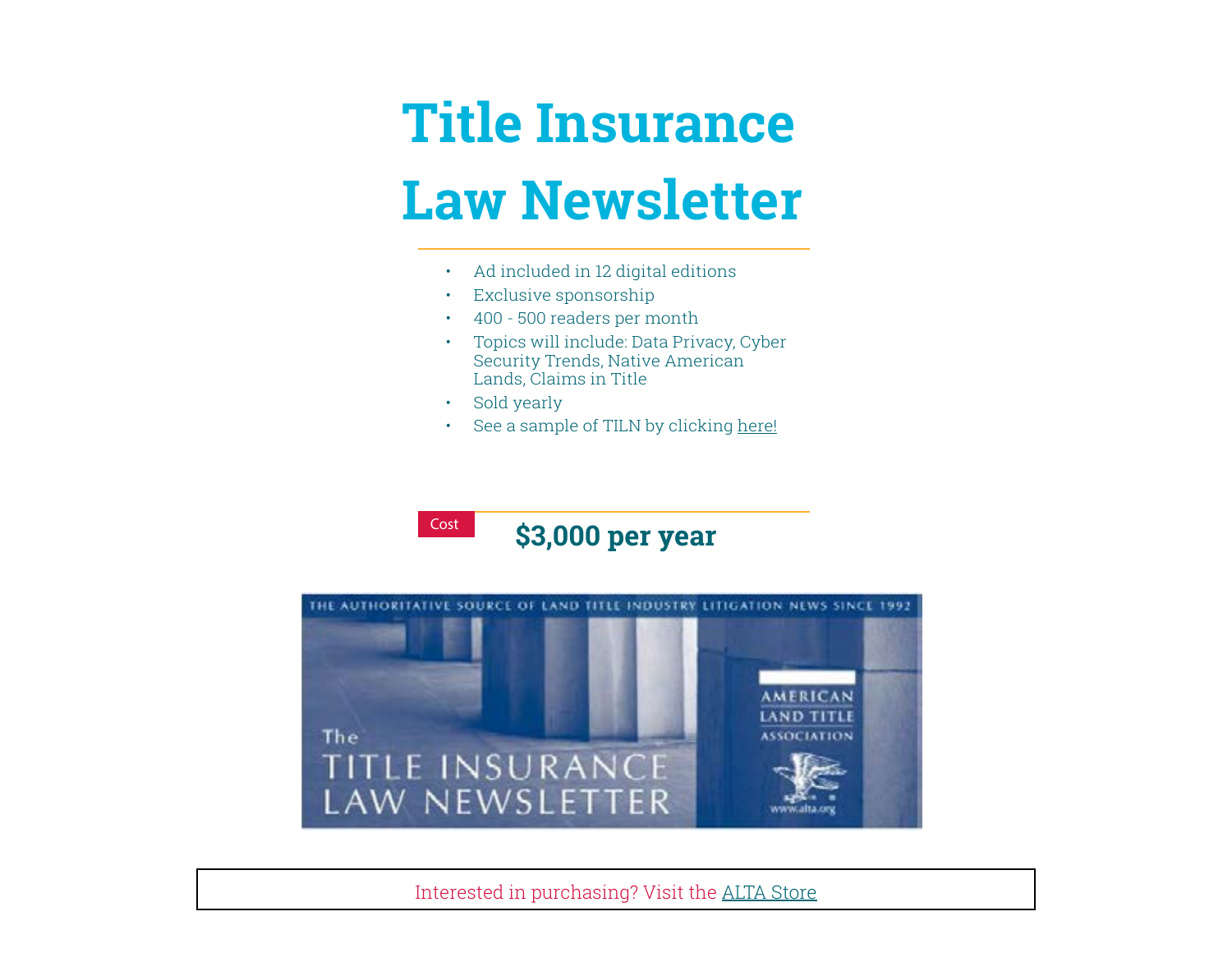# Title Insurance Law Newsletter

- Ad included in 12 digital editions
- Exclusive sponsorship
- 400 - 500 readers per month
- Topics will include: Data Privacy, Cyber Security Trends, Native American Lands, Claims in Title
- Sold yearly
- See a sample of TILN by clicking here!

Cost **$3,000 per year**

Interested in purchasing? Visit the ALTA Store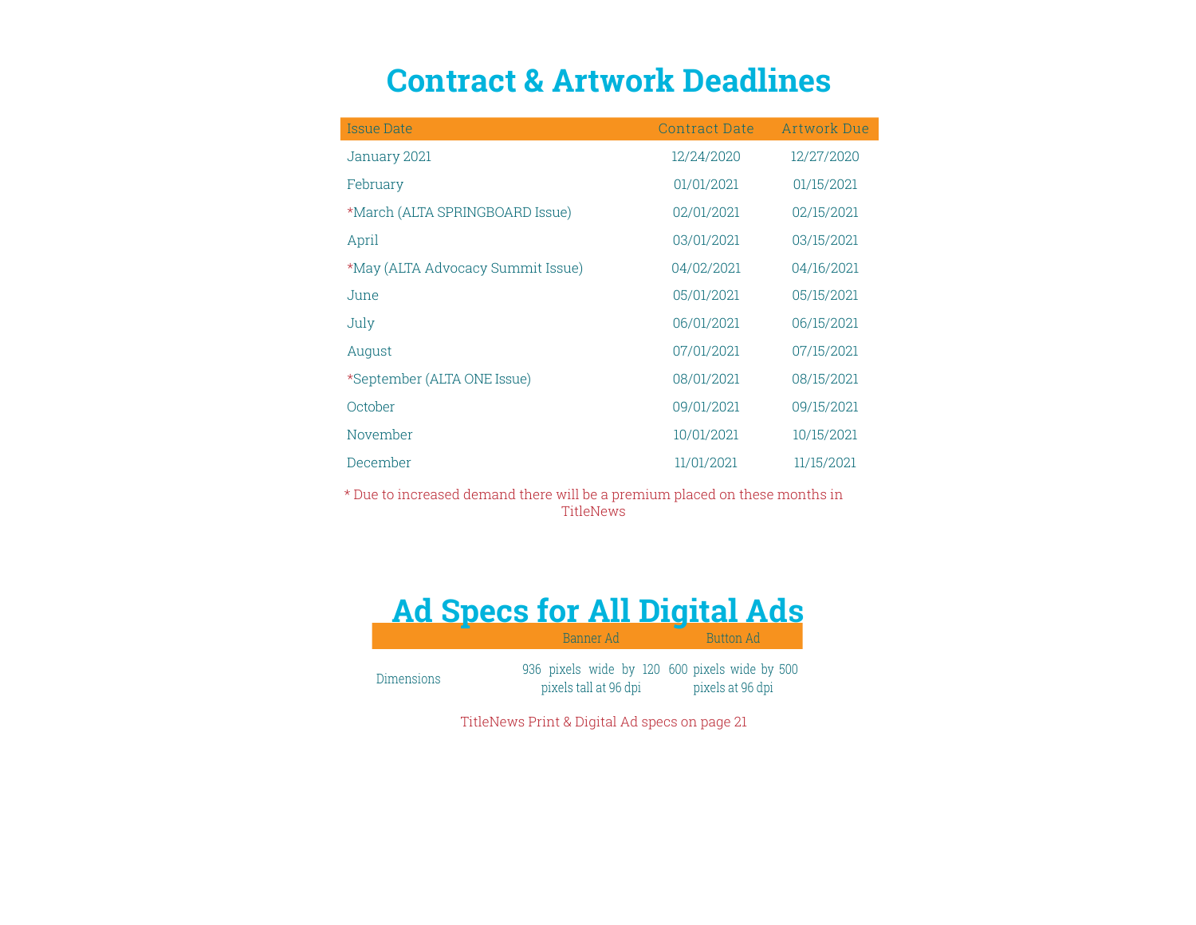# Contract & Artwork Deadlines

| Issue Date | Contract Date | Artwork Due |
|---|---|---|
| January 2021 | 12/24/2020 | 12/27/2020 |
| February | 01/01/2021 | 01/15/2021 |
| *March (ALTA SPRINGBOARD Issue) | 02/01/2021 | 02/15/2021 |
| April | 03/01/2021 | 03/15/2021 |
| *May (ALTA Advocacy Summit Issue) | 04/02/2021 | 04/16/2021 |
| June | 05/01/2021 | 05/15/2021 |
| July | 06/01/2021 | 06/15/2021 |
| August | 07/01/2021 | 07/15/2021 |
| *September (ALTA ONE Issue) | 08/01/2021 | 08/15/2021 |
| October | 09/01/2021 | 09/15/2021 |
| November | 10/01/2021 | 10/15/2021 |
| December | 11/01/2021 | 11/15/2021 |

* Due to increased demand there will be a premium placed on these months in TitleNews

# Ad Specs for All Digital Ads

| | Banner Ad | Button Ad |
|---|---|---|
| Dimensions | 936 pixels wide by 120 pixels tall at 96 dpi | 600 pixels wide by 500 pixels at 96 dpi |

TitleNews Print & Digital Ad specs on page 21